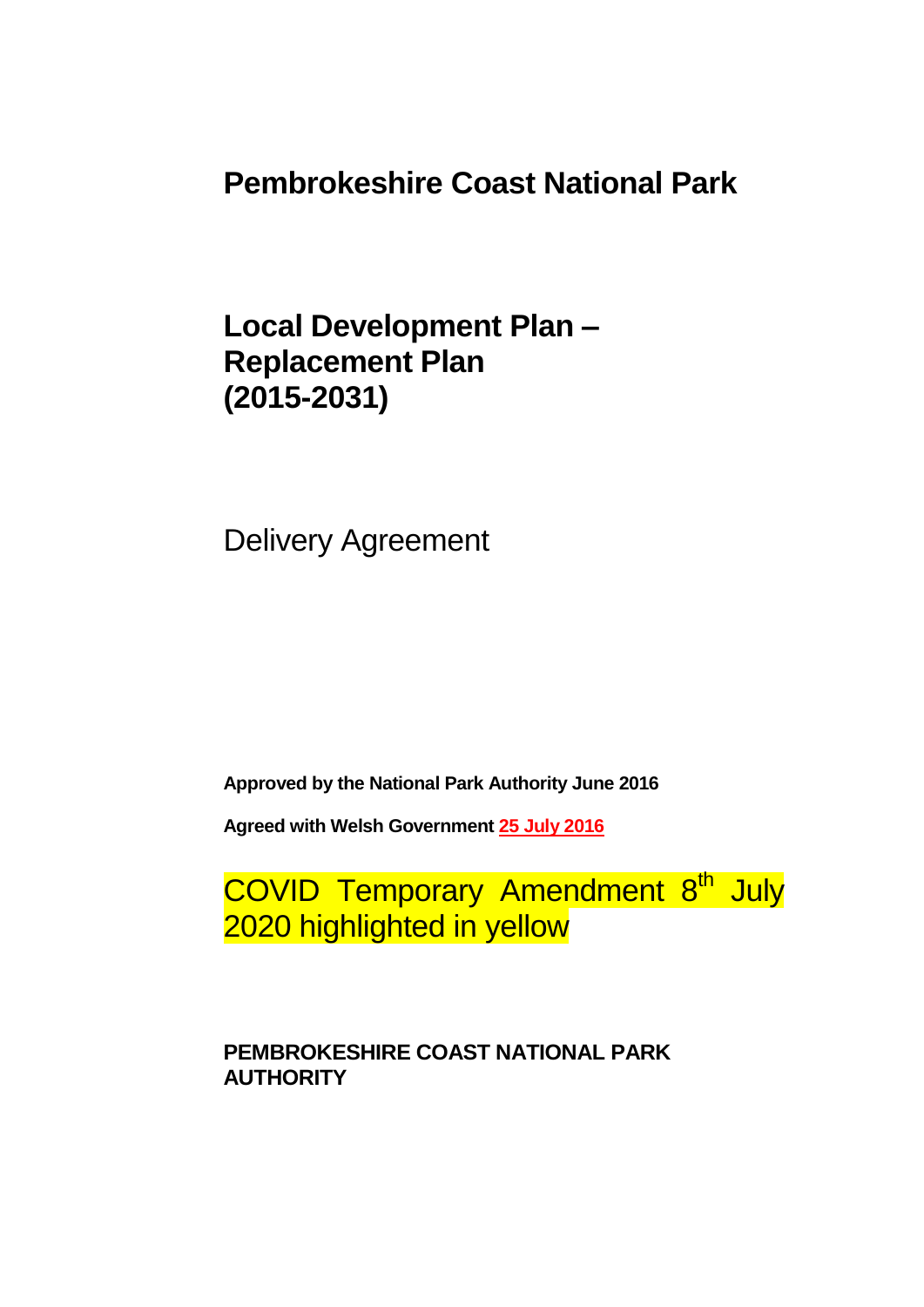# Pembrokeshire Coast National Park

## Local Development Plan – Replacement Plan (2015-2031)

Delivery Agreement

**Approved by the National Park Authority June 2016**

**Agreed with Welsh Government 25 July 2016**

COVID Temporary Amendment 8th July 2020 highlighted in yellow

**PEMBROKESHIRE COAST NATIONAL PARK AUTHORITY**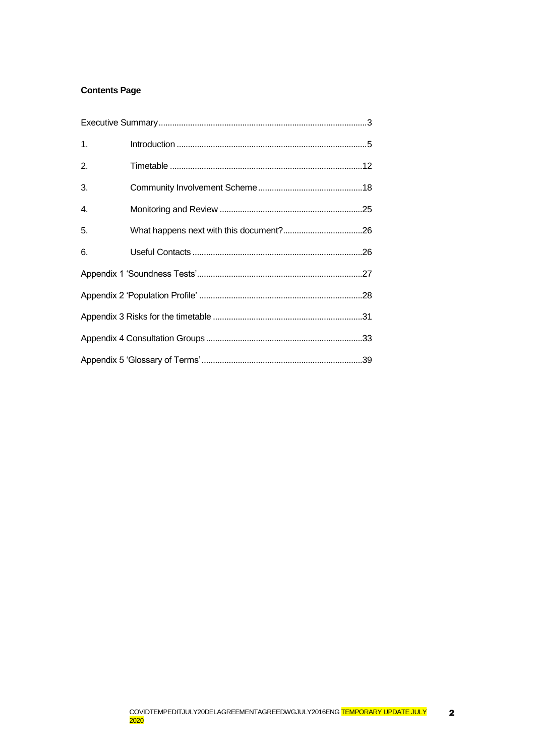**Contents Page**

| | | |
|---|---|---|
| Executive Summary | | 3 |
| 1. | Introduction | 5 |
| 2. | Timetable | 12 |
| 3. | Community Involvement Scheme | 18 |
| 4. | Monitoring and Review | 25 |
| 5. | What happens next with this document? | 26 |
| 6. | Useful Contacts | 26 |
| Appendix 1 'Soundness Tests' | | 27 |
| Appendix 2 'Population Profile' | | 28 |
| Appendix 3 Risks for the timetable | | 31 |
| Appendix 4 Consultation Groups | | 33 |
| Appendix 5 'Glossary of Terms' | | 39 |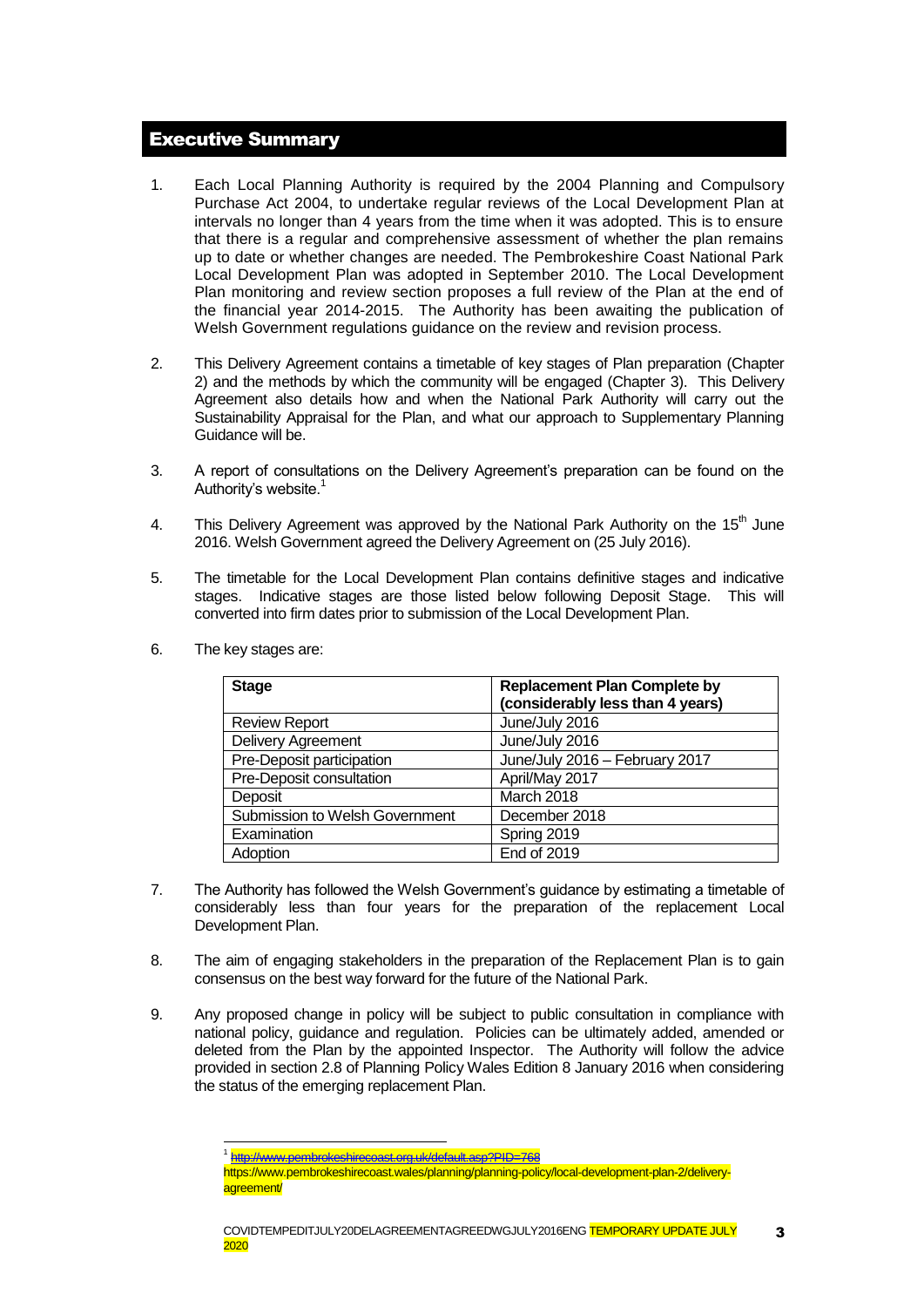## Executive Summary

1. Each Local Planning Authority is required by the 2004 Planning and Compulsory Purchase Act 2004, to undertake regular reviews of the Local Development Plan at intervals no longer than 4 years from the time when it was adopted. This is to ensure that there is a regular and comprehensive assessment of whether the plan remains up to date or whether changes are needed. The Pembrokeshire Coast National Park Local Development Plan was adopted in September 2010. The Local Development Plan monitoring and review section proposes a full review of the Plan at the end of the financial year 2014-2015. The Authority has been awaiting the publication of Welsh Government regulations guidance on the review and revision process.

2. This Delivery Agreement contains a timetable of key stages of Plan preparation (Chapter 2) and the methods by which the community will be engaged (Chapter 3). This Delivery Agreement also details how and when the National Park Authority will carry out the Sustainability Appraisal for the Plan, and what our approach to Supplementary Planning Guidance will be.

3. A report of consultations on the Delivery Agreement's preparation can be found on the Authority's website.[1]

4. This Delivery Agreement was approved by the National Park Authority on the 15th June 2016. Welsh Government agreed the Delivery Agreement on (25 July 2016).

5. The timetable for the Local Development Plan contains definitive stages and indicative stages. Indicative stages are those listed below following Deposit Stage. This will converted into firm dates prior to submission of the Local Development Plan.

6. The key stages are:

| Stage | Replacement Plan Complete by (considerably less than 4 years) |
|---|---|
| Review Report | June/July 2016 |
| Delivery Agreement | June/July 2016 |
| Pre-Deposit participation | June/July 2016 – February 2017 |
| Pre-Deposit consultation | April/May 2017 |
| Deposit | March 2018 |
| Submission to Welsh Government | December 2018 |
| Examination | Spring 2019 |
| Adoption | End of 2019 |

7. The Authority has followed the Welsh Government's guidance by estimating a timetable of considerably less than four years for the preparation of the replacement Local Development Plan.

8. The aim of engaging stakeholders in the preparation of the Replacement Plan is to gain consensus on the best way forward for the future of the National Park.

9. Any proposed change in policy will be subject to public consultation in compliance with national policy, guidance and regulation. Policies can be ultimately added, amended or deleted from the Plan by the appointed Inspector. The Authority will follow the advice provided in section 2.8 of Planning Policy Wales Edition 8 January 2016 when considering the status of the emerging replacement Plan.

---

[1] ~~http://www.pembrokeshirecoast.org.uk/default.asp?PID=768~~
https://www.pembrokeshirecoast.wales/planning/planning-policy/local-development-plan-2/delivery-agreement/

COVIDTEMPEDITJULY20DELAGREEMENTAGREEDWGJULY2016ENG TEMPORARY UPDATE JULY 2020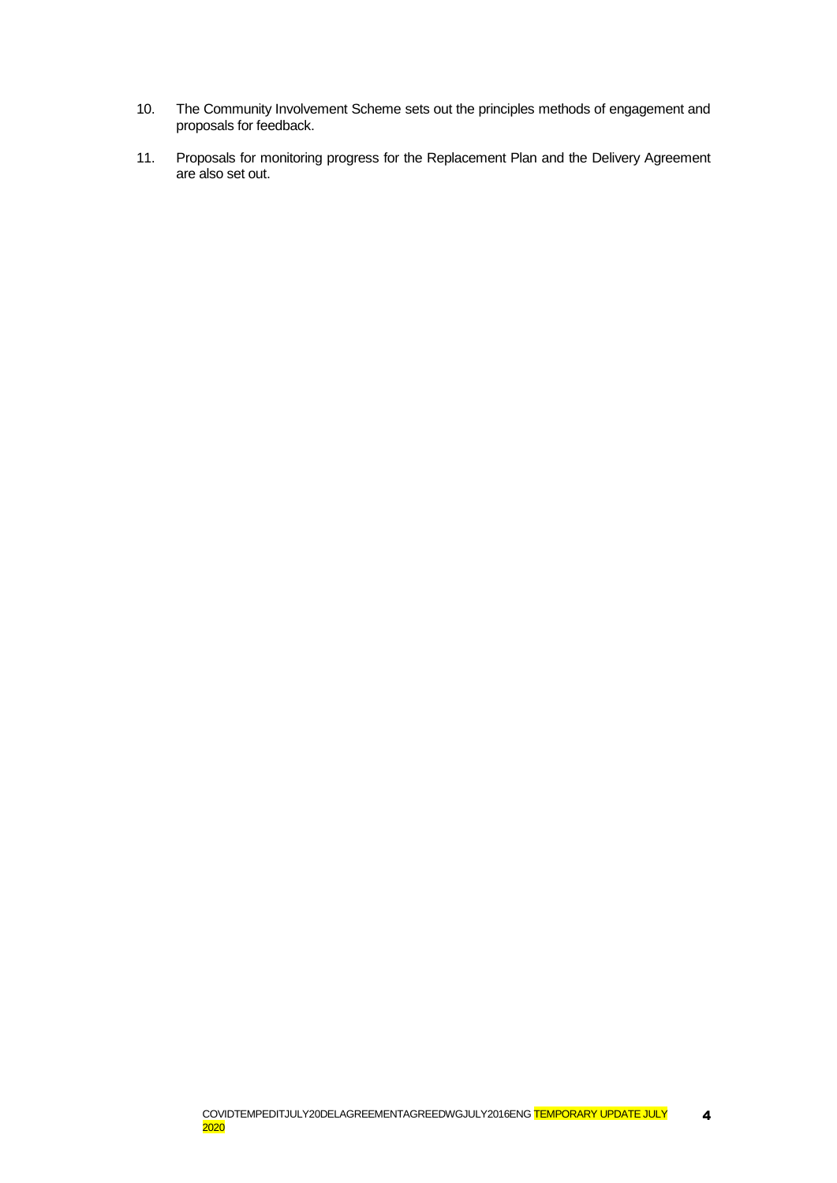10. The Community Involvement Scheme sets out the principles methods of engagement and proposals for feedback.

11. Proposals for monitoring progress for the Replacement Plan and the Delivery Agreement are also set out.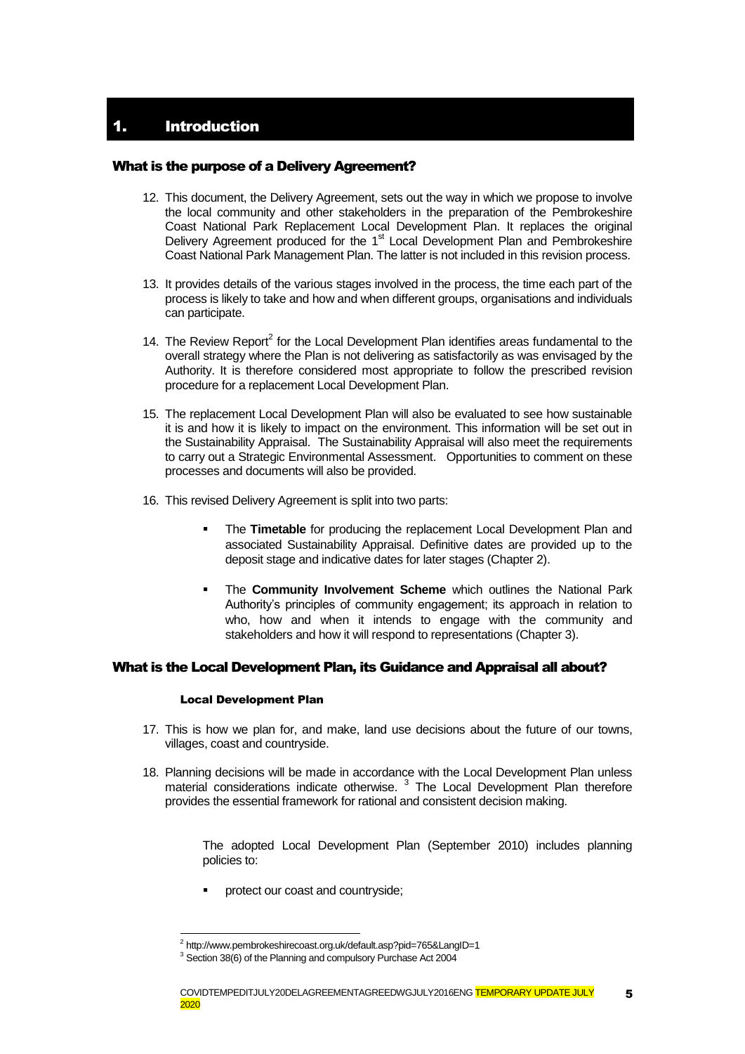# 1. Introduction

## What is the purpose of a Delivery Agreement?

12. This document, the Delivery Agreement, sets out the way in which we propose to involve the local community and other stakeholders in the preparation of the Pembrokeshire Coast National Park Replacement Local Development Plan. It replaces the original Delivery Agreement produced for the 1st Local Development Plan and Pembrokeshire Coast National Park Management Plan. The latter is not included in this revision process.

13. It provides details of the various stages involved in the process, the time each part of the process is likely to take and how and when different groups, organisations and individuals can participate.

14. The Review Report[2] for the Local Development Plan identifies areas fundamental to the overall strategy where the Plan is not delivering as satisfactorily as was envisaged by the Authority. It is therefore considered most appropriate to follow the prescribed revision procedure for a replacement Local Development Plan.

15. The replacement Local Development Plan will also be evaluated to see how sustainable it is and how it is likely to impact on the environment. This information will be set out in the Sustainability Appraisal. The Sustainability Appraisal will also meet the requirements to carry out a Strategic Environmental Assessment. Opportunities to comment on these processes and documents will also be provided.

16. This revised Delivery Agreement is split into two parts:

    - The **Timetable** for producing the replacement Local Development Plan and associated Sustainability Appraisal. Definitive dates are provided up to the deposit stage and indicative dates for later stages (Chapter 2).
    - The **Community Involvement Scheme** which outlines the National Park Authority's principles of community engagement; its approach in relation to who, how and when it intends to engage with the community and stakeholders and how it will respond to representations (Chapter 3).

## What is the Local Development Plan, its Guidance and Appraisal all about?

### Local Development Plan

17. This is how we plan for, and make, land use decisions about the future of our towns, villages, coast and countryside.

18. Planning decisions will be made in accordance with the Local Development Plan unless material considerations indicate otherwise. [3] The Local Development Plan therefore provides the essential framework for rational and consistent decision making.

    The adopted Local Development Plan (September 2010) includes planning policies to:

    - protect our coast and countryside;

---

[2] http://www.pembrokeshirecoast.org.uk/default.asp?pid=765&LangID=1

[3] Section 38(6) of the Planning and compulsory Purchase Act 2004

COVIDTEMPEDITJULY20DELAGREEMENTAGREEDWGJULY2016ENG TEMPORARY UPDATE JULY 2020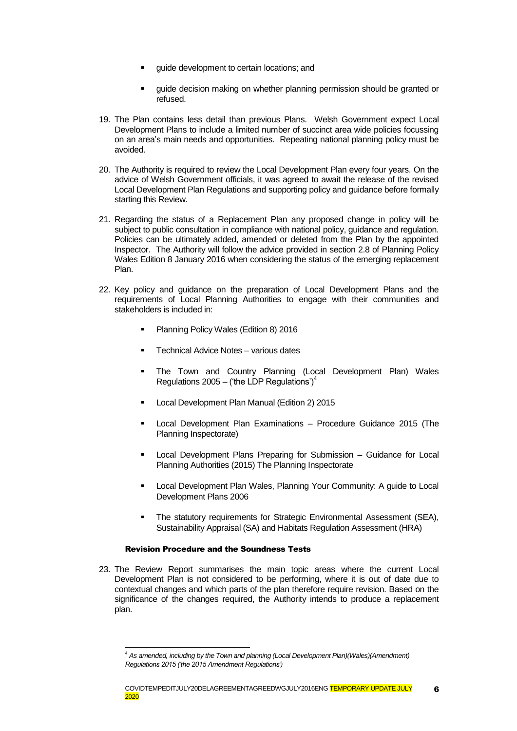- guide development to certain locations; and
- guide decision making on whether planning permission should be granted or refused.

19. The Plan contains less detail than previous Plans. Welsh Government expect Local Development Plans to include a limited number of succinct area wide policies focussing on an area's main needs and opportunities. Repeating national planning policy must be avoided.

20. The Authority is required to review the Local Development Plan every four years. On the advice of Welsh Government officials, it was agreed to await the release of the revised Local Development Plan Regulations and supporting policy and guidance before formally starting this Review.

21. Regarding the status of a Replacement Plan any proposed change in policy will be subject to public consultation in compliance with national policy, guidance and regulation. Policies can be ultimately added, amended or deleted from the Plan by the appointed Inspector. The Authority will follow the advice provided in section 2.8 of Planning Policy Wales Edition 8 January 2016 when considering the status of the emerging replacement Plan.

22. Key policy and guidance on the preparation of Local Development Plans and the requirements of Local Planning Authorities to engage with their communities and stakeholders is included in:

    - Planning Policy Wales (Edition 8) 2016
    - Technical Advice Notes – various dates
    - The Town and Country Planning (Local Development Plan) Wales Regulations 2005 – ('the LDP Regulations')[4]
    - Local Development Plan Manual (Edition 2) 2015
    - Local Development Plan Examinations – Procedure Guidance 2015 (The Planning Inspectorate)
    - Local Development Plans Preparing for Submission – Guidance for Local Planning Authorities (2015) The Planning Inspectorate
    - Local Development Plan Wales, Planning Your Community: A guide to Local Development Plans 2006
    - The statutory requirements for Strategic Environmental Assessment (SEA), Sustainability Appraisal (SA) and Habitats Regulation Assessment (HRA)

### Revision Procedure and the Soundness Tests

23. The Review Report summarises the main topic areas where the current Local Development Plan is not considered to be performing, where it is out of date due to contextual changes and which parts of the plan therefore require revision. Based on the significance of the changes required, the Authority intends to produce a replacement plan.

---

[4] *As amended, including by the Town and planning (Local Development Plan)(Wales)(Amendment) Regulations 2015 ('the 2015 Amendment Regulations')*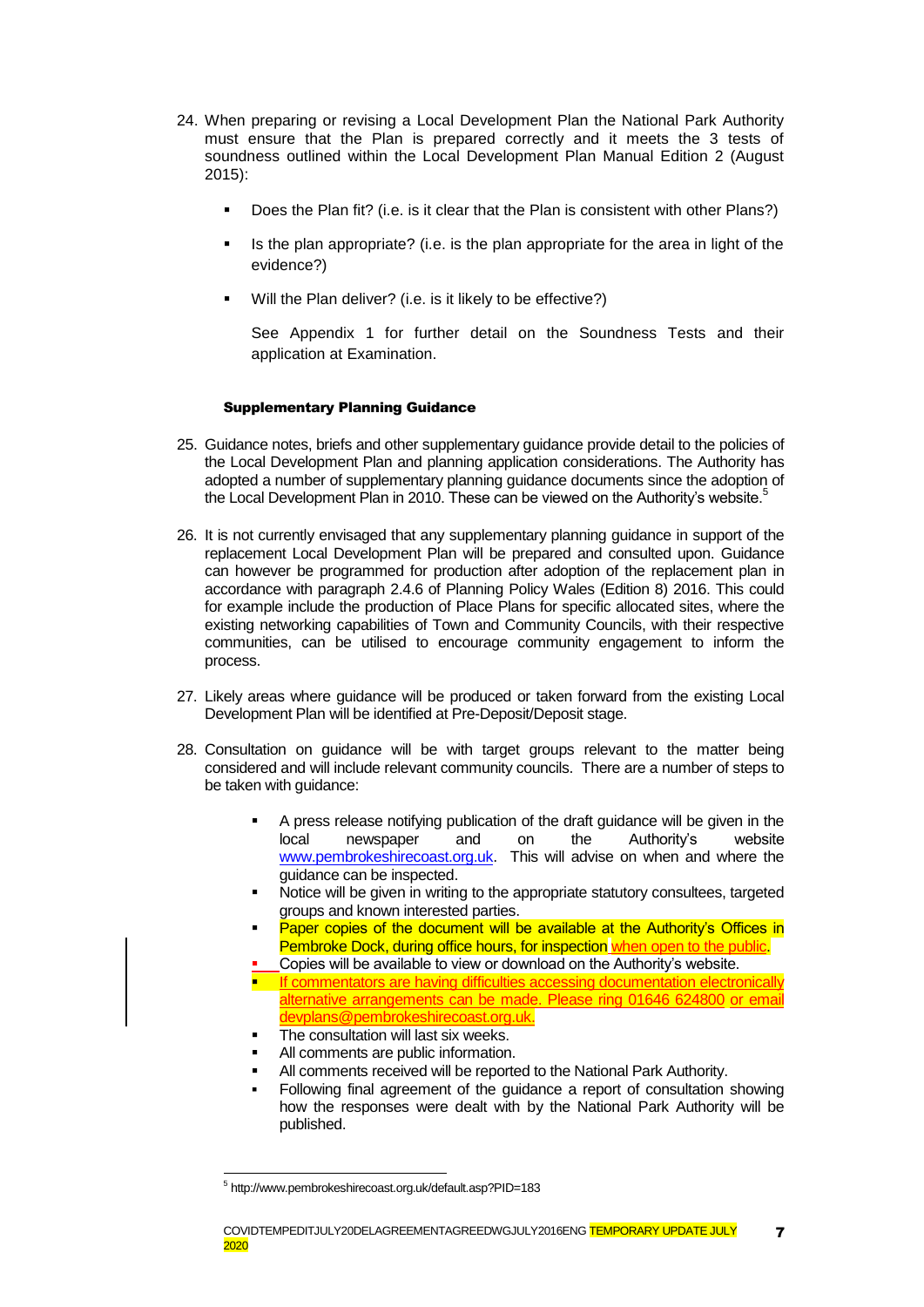24. When preparing or revising a Local Development Plan the National Park Authority must ensure that the Plan is prepared correctly and it meets the 3 tests of soundness outlined within the Local Development Plan Manual Edition 2 (August 2015):

    - Does the Plan fit? (i.e. is it clear that the Plan is consistent with other Plans?)
    - Is the plan appropriate? (i.e. is the plan appropriate for the area in light of the evidence?)
    - Will the Plan deliver? (i.e. is it likely to be effective?)

    See Appendix 1 for further detail on the Soundness Tests and their application at Examination.

#### Supplementary Planning Guidance

25. Guidance notes, briefs and other supplementary guidance provide detail to the policies of the Local Development Plan and planning application considerations. The Authority has adopted a number of supplementary planning guidance documents since the adoption of the Local Development Plan in 2010. These can be viewed on the Authority's website.[5]

26. It is not currently envisaged that any supplementary planning guidance in support of the replacement Local Development Plan will be prepared and consulted upon. Guidance can however be programmed for production after adoption of the replacement plan in accordance with paragraph 2.4.6 of Planning Policy Wales (Edition 8) 2016. This could for example include the production of Place Plans for specific allocated sites, where the existing networking capabilities of Town and Community Councils, with their respective communities, can be utilised to encourage community engagement to inform the process.

27. Likely areas where guidance will be produced or taken forward from the existing Local Development Plan will be identified at Pre-Deposit/Deposit stage.

28. Consultation on guidance will be with target groups relevant to the matter being considered and will include relevant community councils. There are a number of steps to be taken with guidance:

    - A press release notifying publication of the draft guidance will be given in the local newspaper and on the Authority's website www.pembrokeshirecoast.org.uk. This will advise on when and where the guidance can be inspected.
    - Notice will be given in writing to the appropriate statutory consultees, targeted groups and known interested parties.
    - Paper copies of the document will be available at the Authority's Offices in Pembroke Dock, during office hours, for inspection when open to the public.
    - Copies will be available to view or download on the Authority's website.
    - If commentators are having difficulties accessing documentation electronically alternative arrangements can be made. Please ring 01646 624800 or email devplans@pembrokeshirecoast.org.uk.
    - The consultation will last six weeks.
    - All comments are public information.
    - All comments received will be reported to the National Park Authority.
    - Following final agreement of the guidance a report of consultation showing how the responses were dealt with by the National Park Authority will be published.

[5] http://www.pembrokeshirecoast.org.uk/default.asp?PID=183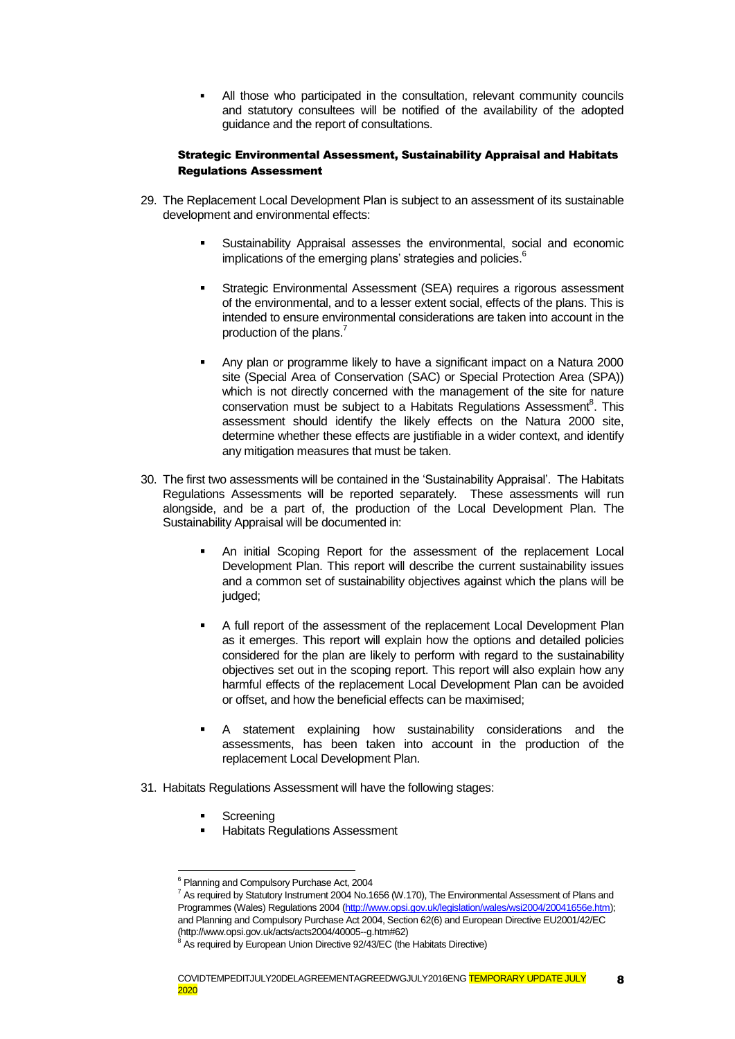- All those who participated in the consultation, relevant community councils and statutory consultees will be notified of the availability of the adopted guidance and the report of consultations.

### Strategic Environmental Assessment, Sustainability Appraisal and Habitats Regulations Assessment

29. The Replacement Local Development Plan is subject to an assessment of its sustainable development and environmental effects:

    - Sustainability Appraisal assesses the environmental, social and economic implications of the emerging plans' strategies and policies.[6]

    - Strategic Environmental Assessment (SEA) requires a rigorous assessment of the environmental, and to a lesser extent social, effects of the plans. This is intended to ensure environmental considerations are taken into account in the production of the plans.[7]

    - Any plan or programme likely to have a significant impact on a Natura 2000 site (Special Area of Conservation (SAC) or Special Protection Area (SPA)) which is not directly concerned with the management of the site for nature conservation must be subject to a Habitats Regulations Assessment[8]. This assessment should identify the likely effects on the Natura 2000 site, determine whether these effects are justifiable in a wider context, and identify any mitigation measures that must be taken.

30. The first two assessments will be contained in the 'Sustainability Appraisal'. The Habitats Regulations Assessments will be reported separately. These assessments will run alongside, and be a part of, the production of the Local Development Plan. The Sustainability Appraisal will be documented in:

    - An initial Scoping Report for the assessment of the replacement Local Development Plan. This report will describe the current sustainability issues and a common set of sustainability objectives against which the plans will be judged;

    - A full report of the assessment of the replacement Local Development Plan as it emerges. This report will explain how the options and detailed policies considered for the plan are likely to perform with regard to the sustainability objectives set out in the scoping report. This report will also explain how any harmful effects of the replacement Local Development Plan can be avoided or offset, and how the beneficial effects can be maximised;

    - A statement explaining how sustainability considerations and the assessments, has been taken into account in the production of the replacement Local Development Plan.

31. Habitats Regulations Assessment will have the following stages:

    - Screening
    - Habitats Regulations Assessment

---

[6] Planning and Compulsory Purchase Act, 2004

[7] As required by Statutory Instrument 2004 No.1656 (W.170), The Environmental Assessment of Plans and Programmes (Wales) Regulations 2004 (http://www.opsi.gov.uk/legislation/wales/wsi2004/20041656e.htm); and Planning and Compulsory Purchase Act 2004, Section 62(6) and European Directive EU2001/42/EC (http://www.opsi.gov.uk/acts/acts2004/40005--g.htm#62)

[8] As required by European Union Directive 92/43/EC (the Habitats Directive)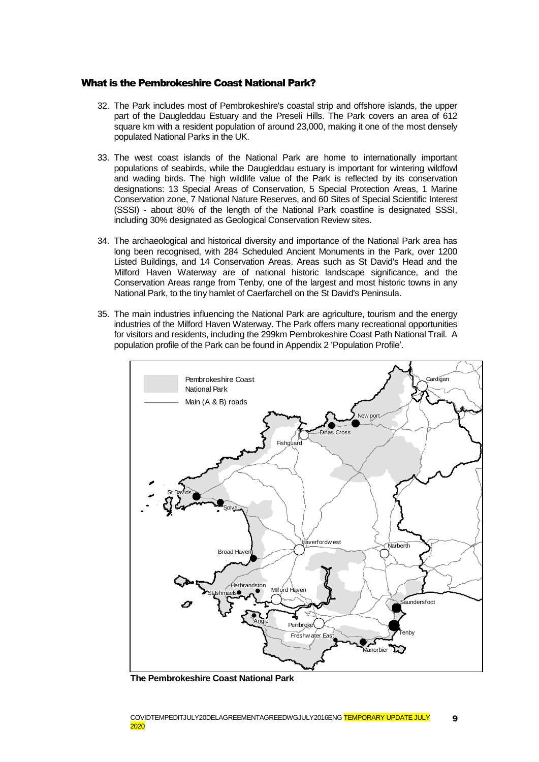## What is the Pembrokeshire Coast National Park?

32. The Park includes most of Pembrokeshire's coastal strip and offshore islands, the upper part of the Daugleddau Estuary and the Preseli Hills. The Park covers an area of 612 square km with a resident population of around 23,000, making it one of the most densely populated National Parks in the UK.

33. The west coast islands of the National Park are home to internationally important populations of seabirds, while the Daugleddau estuary is important for wintering wildfowl and wading birds. The high wildlife value of the Park is reflected by its conservation designations: 13 Special Areas of Conservation, 5 Special Protection Areas, 1 Marine Conservation zone, 7 National Nature Reserves, and 60 Sites of Special Scientific Interest (SSSI) - about 80% of the length of the National Park coastline is designated SSSI, including 30% designated as Geological Conservation Review sites.

34. The archaeological and historical diversity and importance of the National Park area has long been recognised, with 284 Scheduled Ancient Monuments in the Park, over 1200 Listed Buildings, and 14 Conservation Areas. Areas such as St David's Head and the Milford Haven Waterway are of national historic landscape significance, and the Conservation Areas range from Tenby, one of the largest and most historic towns in any National Park, to the tiny hamlet of Caerfarchell on the St David's Peninsula.

35. The main industries influencing the National Park are agriculture, tourism and the energy industries of the Milford Haven Waterway. The Park offers many recreational opportunities for visitors and residents, including the 299km Pembrokeshire Coast Path National Trail. A population profile of the Park can be found in Appendix 2 'Population Profile'.

**The Pembrokeshire Coast National Park**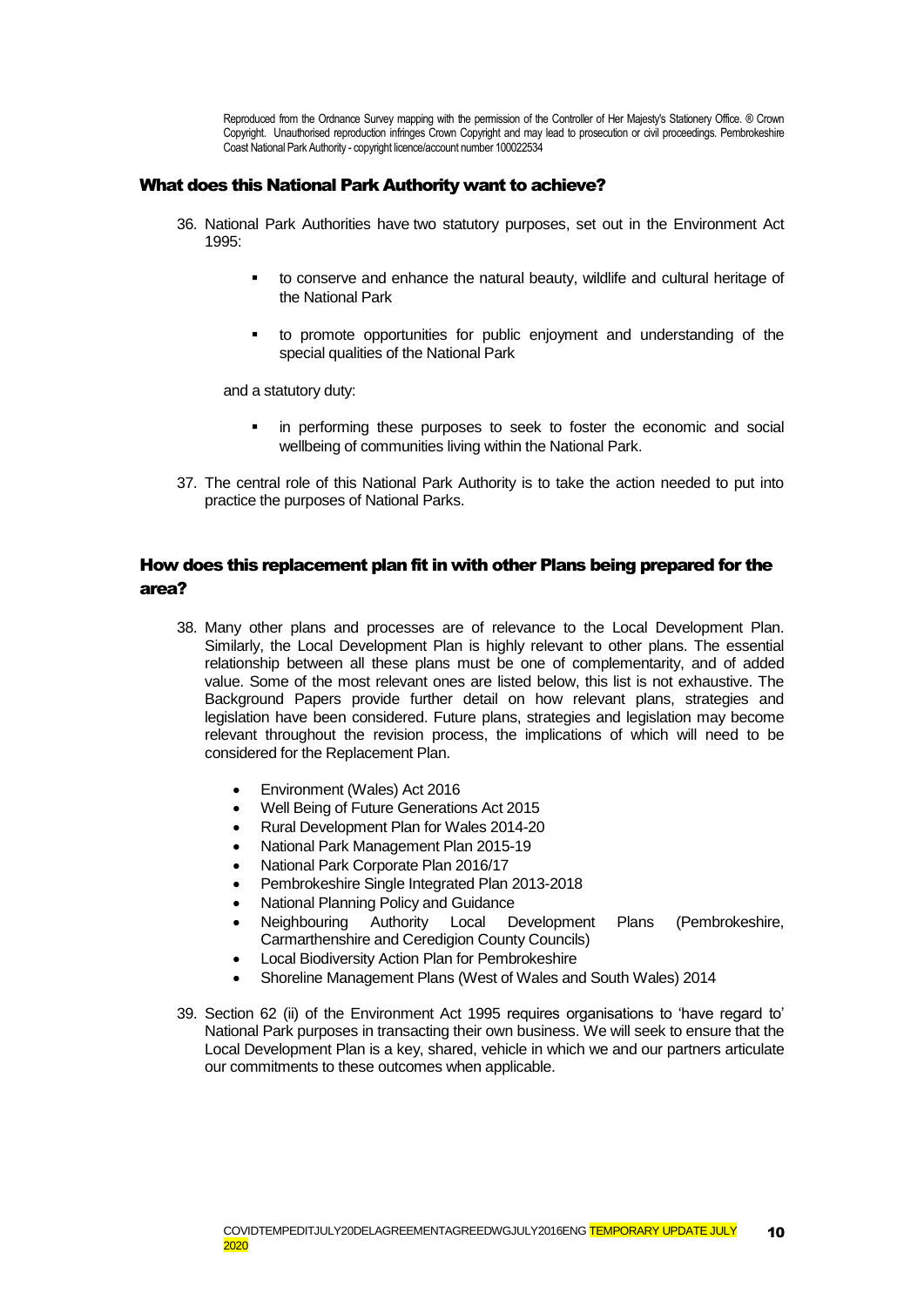Reproduced from the Ordnance Survey mapping with the permission of the Controller of Her Majesty's Stationery Office. ® Crown Copyright. Unauthorised reproduction infringes Crown Copyright and may lead to prosecution or civil proceedings. Pembrokeshire Coast National Park Authority - copyright licence/account number 100022534

## What does this National Park Authority want to achieve?

36. National Park Authorities have two statutory purposes, set out in the Environment Act 1995:

    - to conserve and enhance the natural beauty, wildlife and cultural heritage of the National Park
    - to promote opportunities for public enjoyment and understanding of the special qualities of the National Park

    and a statutory duty:

    - in performing these purposes to seek to foster the economic and social wellbeing of communities living within the National Park.

37. The central role of this National Park Authority is to take the action needed to put into practice the purposes of National Parks.

## How does this replacement plan fit in with other Plans being prepared for the area?

38. Many other plans and processes are of relevance to the Local Development Plan. Similarly, the Local Development Plan is highly relevant to other plans. The essential relationship between all these plans must be one of complementarity, and of added value. Some of the most relevant ones are listed below, this list is not exhaustive. The Background Papers provide further detail on how relevant plans, strategies and legislation have been considered. Future plans, strategies and legislation may become relevant throughout the revision process, the implications of which will need to be considered for the Replacement Plan.

    - Environment (Wales) Act 2016
    - Well Being of Future Generations Act 2015
    - Rural Development Plan for Wales 2014-20
    - National Park Management Plan 2015-19
    - National Park Corporate Plan 2016/17
    - Pembrokeshire Single Integrated Plan 2013-2018
    - National Planning Policy and Guidance
    - Neighbouring Authority Local Development Plans (Pembrokeshire, Carmarthenshire and Ceredigion County Councils)
    - Local Biodiversity Action Plan for Pembrokeshire
    - Shoreline Management Plans (West of Wales and South Wales) 2014

39. Section 62 (ii) of the Environment Act 1995 requires organisations to 'have regard to' National Park purposes in transacting their own business. We will seek to ensure that the Local Development Plan is a key, shared, vehicle in which we and our partners articulate our commitments to these outcomes when applicable.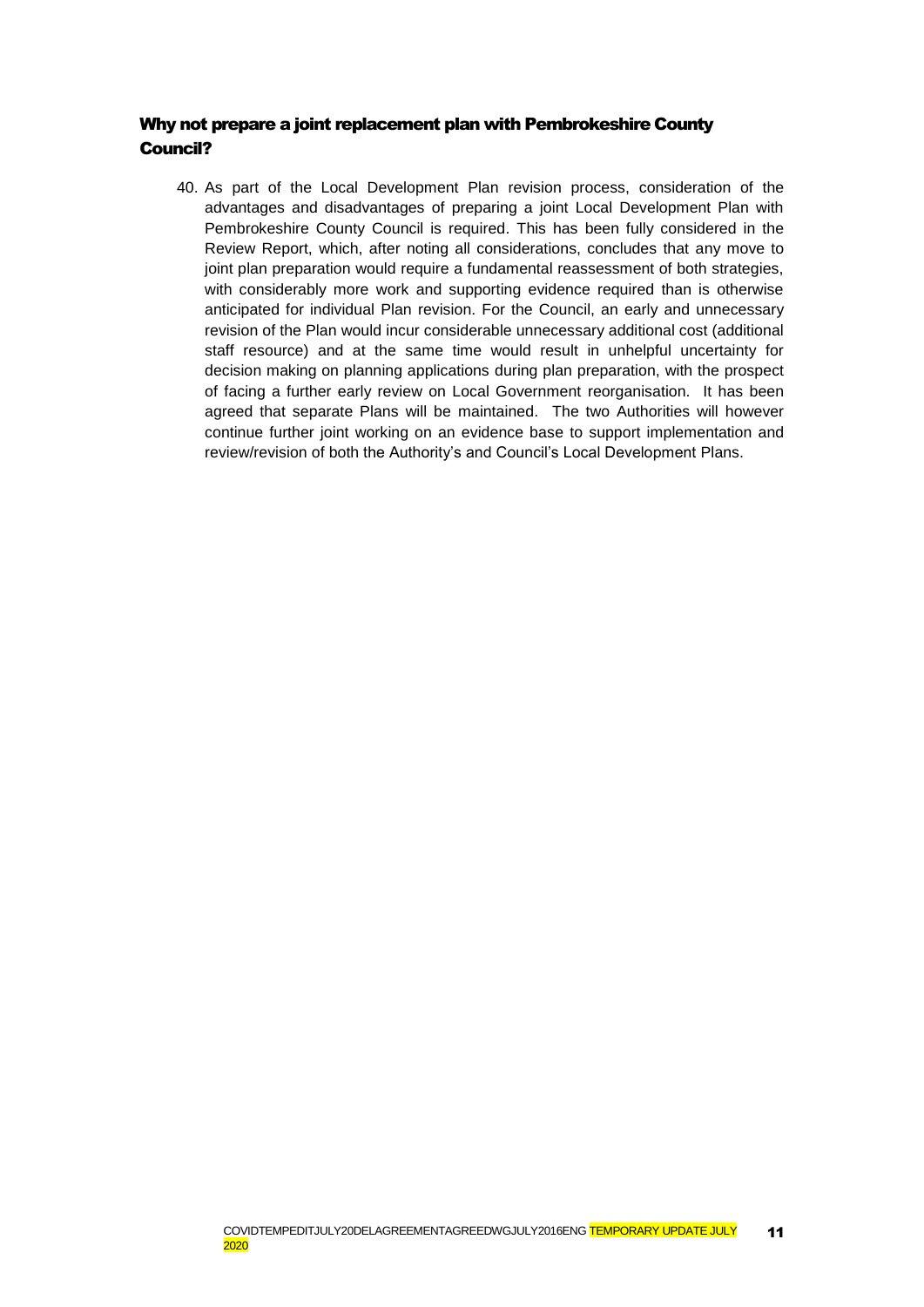## Why not prepare a joint replacement plan with Pembrokeshire County Council?

40. As part of the Local Development Plan revision process, consideration of the advantages and disadvantages of preparing a joint Local Development Plan with Pembrokeshire County Council is required. This has been fully considered in the Review Report, which, after noting all considerations, concludes that any move to joint plan preparation would require a fundamental reassessment of both strategies, with considerably more work and supporting evidence required than is otherwise anticipated for individual Plan revision. For the Council, an early and unnecessary revision of the Plan would incur considerable unnecessary additional cost (additional staff resource) and at the same time would result in unhelpful uncertainty for decision making on planning applications during plan preparation, with the prospect of facing a further early review on Local Government reorganisation. It has been agreed that separate Plans will be maintained. The two Authorities will however continue further joint working on an evidence base to support implementation and review/revision of both the Authority's and Council's Local Development Plans.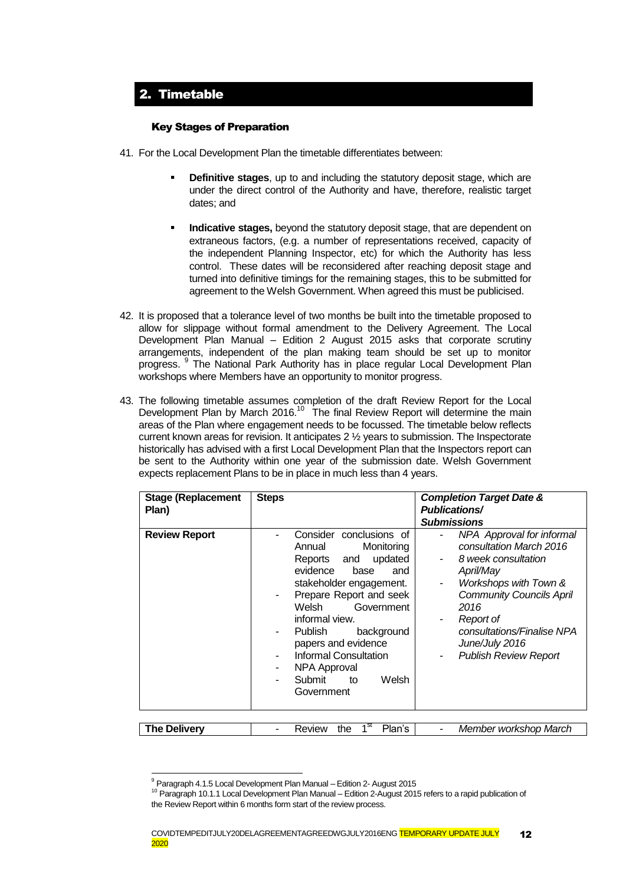## 2. Timetable

### Key Stages of Preparation

41. For the Local Development Plan the timetable differentiates between:

   - **Definitive stages**, up to and including the statutory deposit stage, which are under the direct control of the Authority and have, therefore, realistic target dates; and
   - **Indicative stages,** beyond the statutory deposit stage, that are dependent on extraneous factors, (e.g. a number of representations received, capacity of the independent Planning Inspector, etc) for which the Authority has less control. These dates will be reconsidered after reaching deposit stage and turned into definitive timings for the remaining stages, this to be submitted for agreement to the Welsh Government. When agreed this must be publicised.

42. It is proposed that a tolerance level of two months be built into the timetable proposed to allow for slippage without formal amendment to the Delivery Agreement. The Local Development Plan Manual – Edition 2 August 2015 asks that corporate scrutiny arrangements, independent of the plan making team should be set up to monitor progress. [9] The National Park Authority has in place regular Local Development Plan workshops where Members have an opportunity to monitor progress.

43. The following timetable assumes completion of the draft Review Report for the Local Development Plan by March 2016.[10] The final Review Report will determine the main areas of the Plan where engagement needs to be focussed. The timetable below reflects current known areas for revision. It anticipates 2 ½ years to submission. The Inspectorate historically has advised with a first Local Development Plan that the Inspectors report can be sent to the Authority within one year of the submission date. Welsh Government expects replacement Plans to be in place in much less than 4 years.

| Stage (Replacement Plan) | Steps | *Completion Target Date & Publications/ Submissions* |
|---|---|---|
| **Review Report** | - Consider conclusions of Annual Monitoring Reports and updated evidence base and stakeholder engagement.<br>- Prepare Report and seek Welsh Government informal view.<br>- Publish background papers and evidence<br>- Informal Consultation<br>- NPA Approval<br>- Submit to Welsh Government | - *NPA Approval for informal consultation March 2016*<br>- *8 week consultation April/May*<br>- *Workshops with Town & Community Councils April 2016*<br>- *Report of consultations/Finalise NPA June/July 2016*<br>- *Publish Review Report* |
| **The Delivery** | - Review the 1st Plan's | - *Member workshop March* |

[9] Paragraph 4.1.5 Local Development Plan Manual – Edition 2- August 2015

[10] Paragraph 10.1.1 Local Development Plan Manual – Edition 2-August 2015 refers to a rapid publication of the Review Report within 6 months form start of the review process.

COVIDTEMPEDITJULY20DELAGREEMENTAGREEDWGJULY2016ENG TEMPORARY UPDATE JULY 2020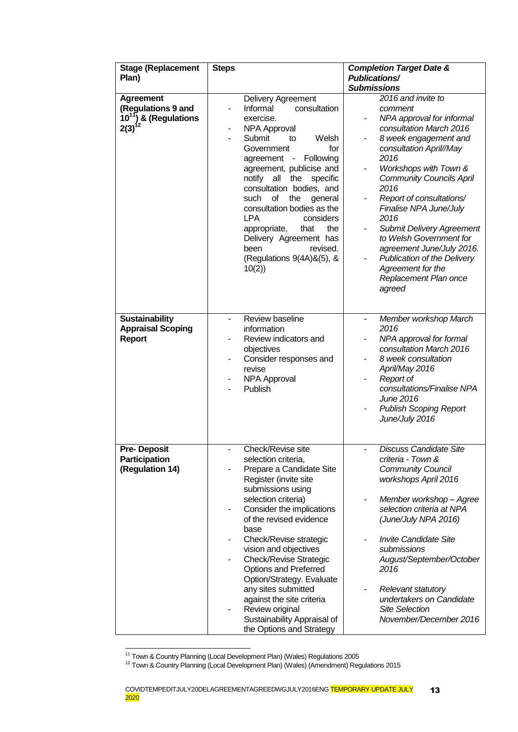| **Stage (Replacement Plan)** | **Steps** | ***Completion Target Date & Publications/ Submissions*** |
|---|---|---|
| **Agreement (Regulations 9 and 10[11]) & (Regulations 2(3)[12]** | Delivery Agreement<br>- Informal consultation exercise.<br>- NPA Approval<br>- Submit to Welsh Government for agreement - Following agreement, publicise and notify all the specific consultation bodies, and such of the general consultation bodies as the LPA considers appropriate, that the Delivery Agreement has been revised. (Regulations 9(4A)&(5), & 10(2)) | *2016 and invite to comment*<br>- *NPA approval for informal consultation March 2016*<br>- *8 week engagement and consultation April//May 2016*<br>- *Workshops with Town & Community Councils April 2016*<br>- *Report of consultations/ Finalise NPA June/July 2016*<br>- *Submit Delivery Agreement to Welsh Government for agreement June/July 2016.*<br>- *Publication of the Delivery Agreement for the Replacement Plan once agreed* |
| **Sustainability Appraisal Scoping Report** | - Review baseline information<br>- Review indicators and objectives<br>- Consider responses and revise<br>- NPA Approval<br>- Publish | - *Member workshop March 2016*<br>- *NPA approval for formal consultation March 2016*<br>- *8 week consultation April/May 2016*<br>- *Report of consultations/Finalise NPA June 2016*<br>- *Publish Scoping Report June/July 2016* |
| **Pre- Deposit Participation (Regulation 14)** | - Check/Revise site selection criteria,<br>- Prepare a Candidate Site Register (invite site submissions using selection criteria)<br>- Consider the implications of the revised evidence base<br>- Check/Revise strategic vision and objectives<br>- Check/Revise Strategic Options and Preferred Option/Strategy. Evaluate any sites submitted against the site criteria<br>- Review original Sustainability Appraisal of the Options and Strategy | - *Discuss Candidate Site criteria - Town & Community Council workshops April 2016*<br>- *Member workshop – Agree selection criteria at NPA (June/July NPA 2016)*<br>- *Invite Candidate Site submissions August/September/October 2016*<br>- *Relevant statutory undertakers on Candidate Site Selection November/December 2016* |

[11] Town & Country Planning (Local Development Plan) (Wales) Regulations 2005

[12] Town & Country Planning (Local Development Plan) (Wales) (Amendment) Regulations 2015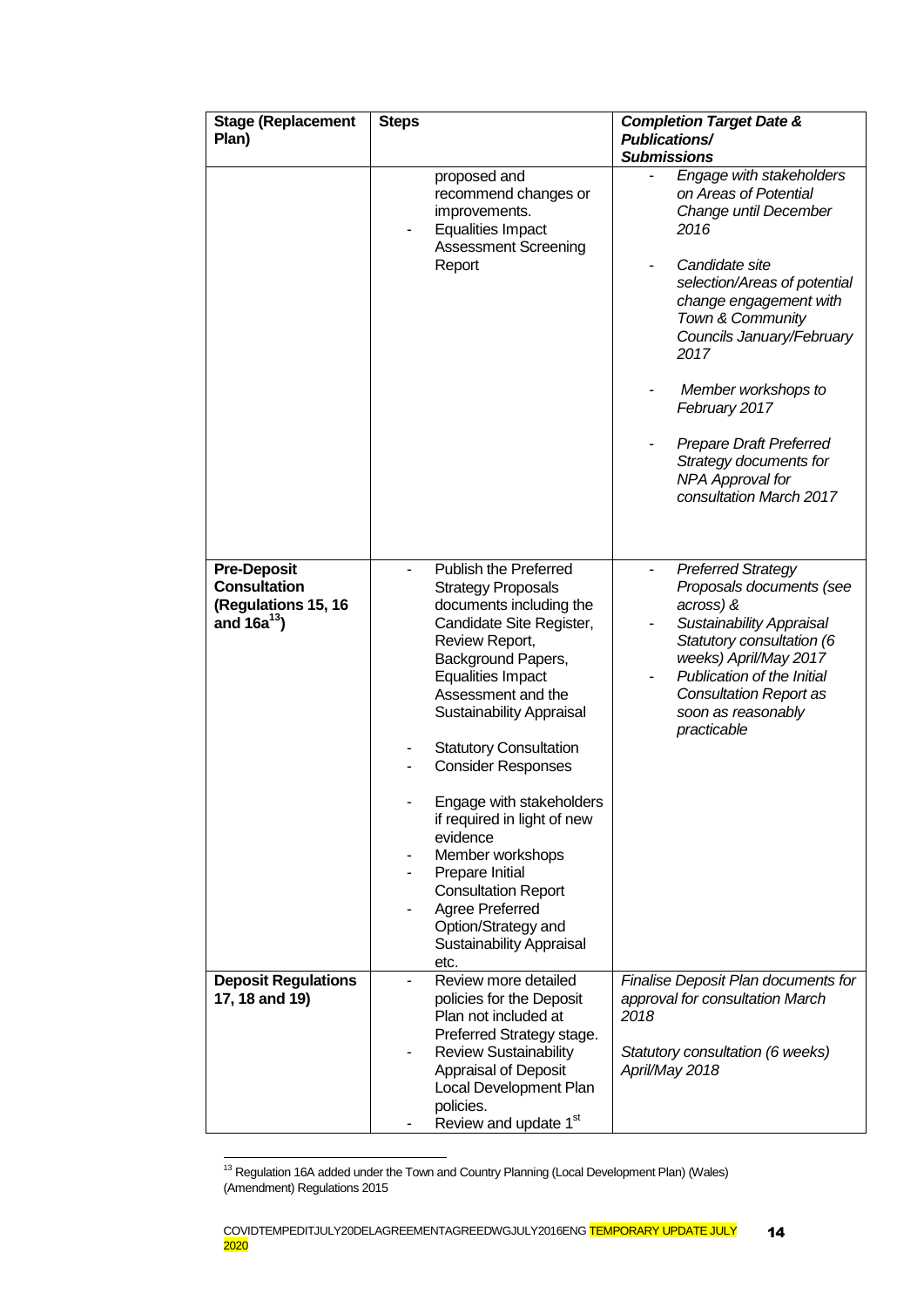| **Stage (Replacement Plan)** | **Steps** | ***Completion Target Date & Publications/ Submissions*** |
|---|---|---|
| | proposed and recommend changes or improvements.<br>- Equalities Impact Assessment Screening Report | - *Engage with stakeholders on Areas of Potential Change until December 2016*<br>- *Candidate site selection/Areas of potential change engagement with Town & Community Councils January/February 2017*<br>- *Member workshops to February 2017*<br>- *Prepare Draft Preferred Strategy documents for NPA Approval for consultation March 2017* |
| **Pre-Deposit Consultation (Regulations 15, 16 and 16a[13])** | - Publish the Preferred Strategy Proposals documents including the Candidate Site Register, Review Report, Background Papers, Equalities Impact Assessment and the Sustainability Appraisal<br>- Statutory Consultation<br>- Consider Responses<br>- Engage with stakeholders if required in light of new evidence<br>- Member workshops<br>- Prepare Initial Consultation Report<br>- Agree Preferred Option/Strategy and Sustainability Appraisal etc. | - *Preferred Strategy Proposals documents (see across) &*<br>- *Sustainability Appraisal Statutory consultation (6 weeks) April/May 2017*<br>- *Publication of the Initial Consultation Report as soon as reasonably practicable* |
| **Deposit Regulations 17, 18 and 19)** | - Review more detailed policies for the Deposit Plan not included at Preferred Strategy stage.<br>- Review Sustainability Appraisal of Deposit Local Development Plan policies.<br>- Review and update 1st | *Finalise Deposit Plan documents for approval for consultation March 2018*<br><br>*Statutory consultation (6 weeks) April/May 2018* |

[13] Regulation 16A added under the Town and Country Planning (Local Development Plan) (Wales) (Amendment) Regulations 2015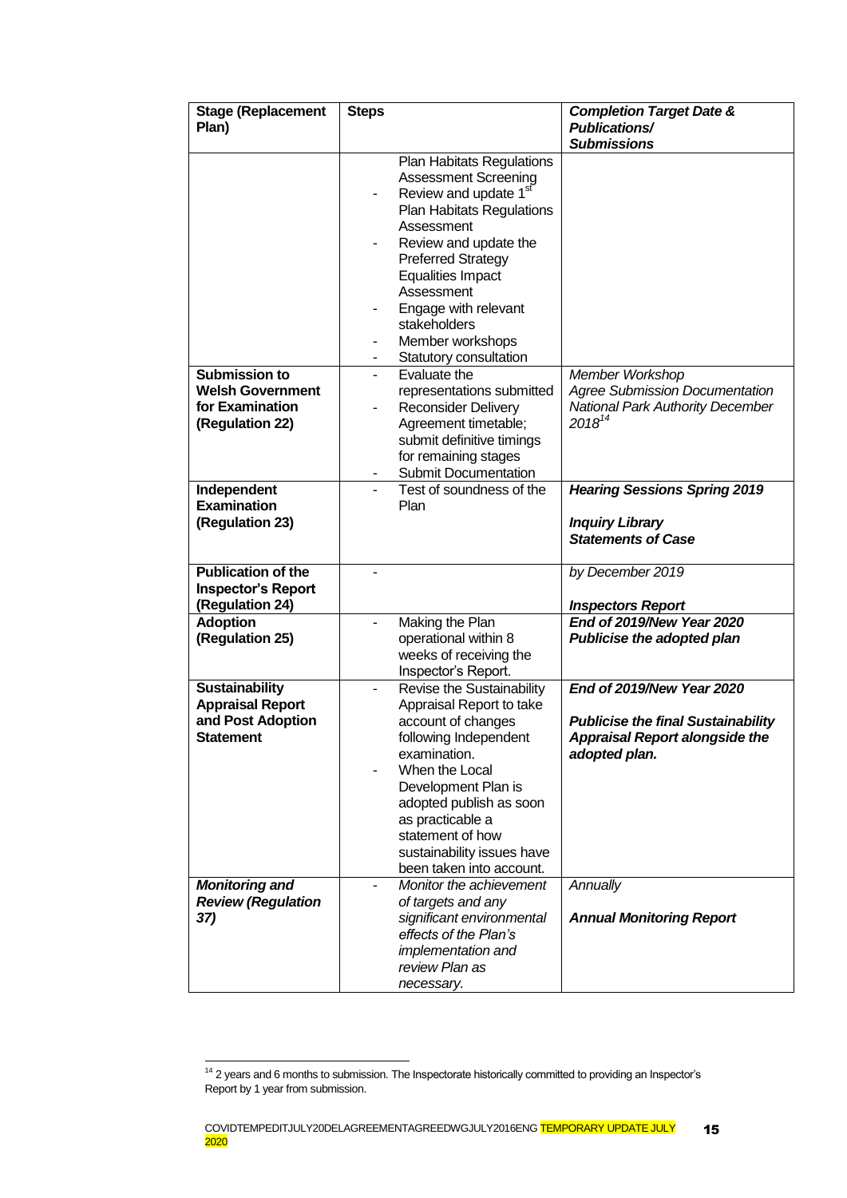| Stage (Replacement Plan) | Steps | *Completion Target Date & Publications/ Submissions* |
|---|---|---|
| | Plan Habitats Regulations Assessment Screening<br>- Review and update 1st Plan Habitats Regulations Assessment<br>- Review and update the Preferred Strategy Equalities Impact Assessment<br>- Engage with relevant stakeholders<br>- Member workshops<br>- Statutory consultation | |
| **Submission to Welsh Government for Examination (Regulation 22)** | - Evaluate the representations submitted<br>- Reconsider Delivery Agreement timetable; submit definitive timings for remaining stages<br>- Submit Documentation | *Member Workshop*<br>*Agree Submission Documentation*<br>*National Park Authority December 2018*[14] |
| **Independent Examination (Regulation 23)** | - Test of soundness of the Plan | ***Hearing Sessions Spring 2019***<br><br>***Inquiry Library***<br>***Statements of Case*** |
| **Publication of the Inspector's Report (Regulation 24)** | - | *by December 2019*<br><br>***Inspectors Report*** |
| **Adoption (Regulation 25)** | - Making the Plan operational within 8 weeks of receiving the Inspector's Report. | ***End of 2019/New Year 2020***<br>***Publicise the adopted plan*** |
| **Sustainability Appraisal Report and Post Adoption Statement** | - Revise the Sustainability Appraisal Report to take account of changes following Independent examination.<br>- When the Local Development Plan is adopted publish as soon as practicable a statement of how sustainability issues have been taken into account. | ***End of 2019/New Year 2020***<br><br>***Publicise the final Sustainability Appraisal Report alongside the adopted plan.*** |
| ***Monitoring and Review (Regulation 37)*** | - *Monitor the achievement of targets and any significant environmental effects of the Plan's implementation and review Plan as necessary.* | *Annually*<br><br>***Annual Monitoring Report*** |

[14] 2 years and 6 months to submission. The Inspectorate historically committed to providing an Inspector's Report by 1 year from submission.

COVIDTEMPEDITJULY20DELAGREEMENTAGREEDWGJULY2016ENG TEMPORARY UPDATE JULY 2020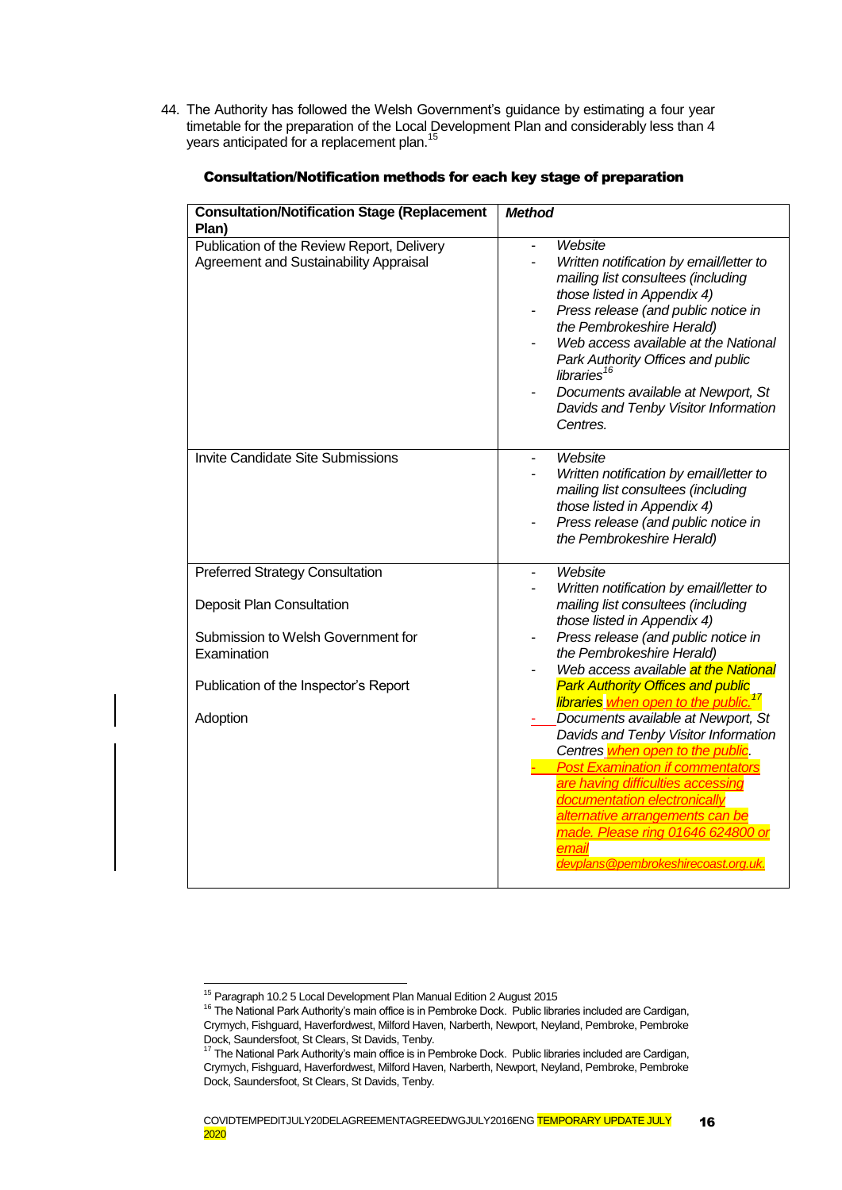44. The Authority has followed the Welsh Government's guidance by estimating a four year timetable for the preparation of the Local Development Plan and considerably less than 4 years anticipated for a replacement plan.[15]

**Consultation/Notification methods for each key stage of preparation**

| Consultation/Notification Stage (Replacement Plan) | *Method* |
|---|---|
| Publication of the Review Report, Delivery Agreement and Sustainability Appraisal | - *Website*<br>- *Written notification by email/letter to mailing list consultees (including those listed in Appendix 4)*<br>- *Press release (and public notice in the Pembrokeshire Herald)*<br>- *Web access available at the National Park Authority Offices and public libraries*[16]<br>- *Documents available at Newport, St Davids and Tenby Visitor Information Centres.* |
| Invite Candidate Site Submissions | - *Website*<br>- *Written notification by email/letter to mailing list consultees (including those listed in Appendix 4)*<br>- *Press release (and public notice in the Pembrokeshire Herald)* |
| Preferred Strategy Consultation<br><br>Deposit Plan Consultation<br><br>Submission to Welsh Government for Examination<br><br>Publication of the Inspector's Report<br><br>Adoption | - *Website*<br>- *Written notification by email/letter to mailing list consultees (including those listed in Appendix 4)*<br>- *Press release (and public notice in the Pembrokeshire Herald)*<br>- *Web access available at the National Park Authority Offices and public libraries when open to the public.*[17]<br>- *Documents available at Newport, St Davids and Tenby Visitor Information Centres when open to the public.*<br>- *Post Examination if commentators are having difficulties accessing documentation electronically alternative arrangements can be made. Please ring 01646 624800 or email devplans@pembrokeshirecoast.org.uk.* |

[15] Paragraph 10.2 5 Local Development Plan Manual Edition 2 August 2015

[16] The National Park Authority's main office is in Pembroke Dock. Public libraries included are Cardigan, Crymych, Fishguard, Haverfordwest, Milford Haven, Narberth, Newport, Neyland, Pembroke, Pembroke Dock, Saundersfoot, St Clears, St Davids, Tenby.

[17] The National Park Authority's main office is in Pembroke Dock. Public libraries included are Cardigan, Crymych, Fishguard, Haverfordwest, Milford Haven, Narberth, Newport, Neyland, Pembroke, Pembroke Dock, Saundersfoot, St Clears, St Davids, Tenby.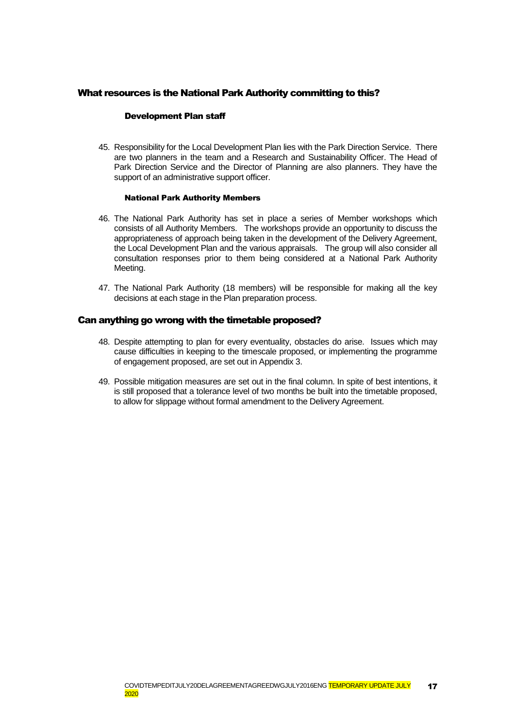## What resources is the National Park Authority committing to this?

### Development Plan staff

45. Responsibility for the Local Development Plan lies with the Park Direction Service. There are two planners in the team and a Research and Sustainability Officer. The Head of Park Direction Service and the Director of Planning are also planners. They have the support of an administrative support officer.

### National Park Authority Members

46. The National Park Authority has set in place a series of Member workshops which consists of all Authority Members. The workshops provide an opportunity to discuss the appropriateness of approach being taken in the development of the Delivery Agreement, the Local Development Plan and the various appraisals. The group will also consider all consultation responses prior to them being considered at a National Park Authority Meeting.

47. The National Park Authority (18 members) will be responsible for making all the key decisions at each stage in the Plan preparation process.

## Can anything go wrong with the timetable proposed?

48. Despite attempting to plan for every eventuality, obstacles do arise. Issues which may cause difficulties in keeping to the timescale proposed, or implementing the programme of engagement proposed, are set out in Appendix 3.

49. Possible mitigation measures are set out in the final column. In spite of best intentions, it is still proposed that a tolerance level of two months be built into the timetable proposed, to allow for slippage without formal amendment to the Delivery Agreement.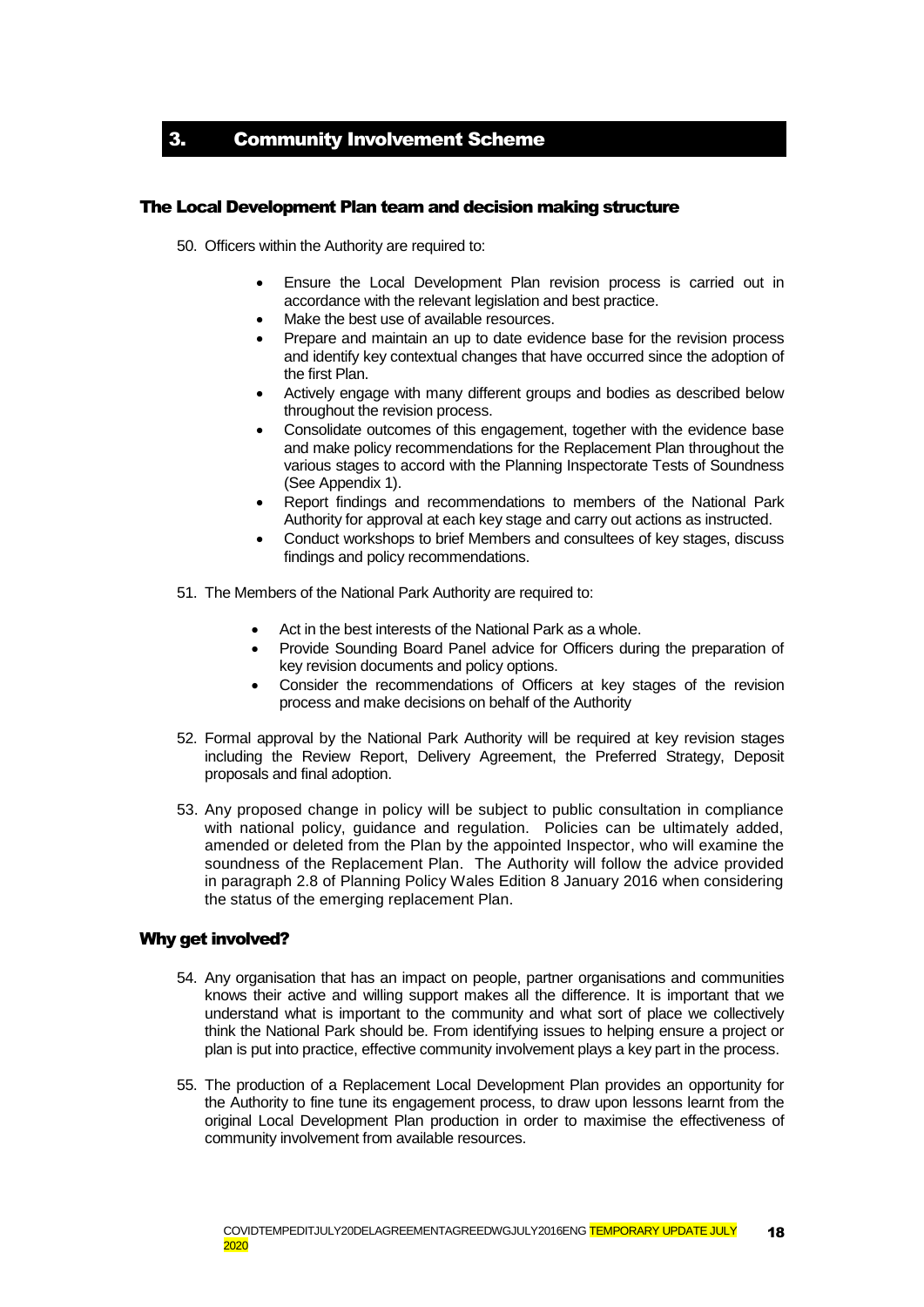## 3. Community Involvement Scheme

### The Local Development Plan team and decision making structure

50. Officers within the Authority are required to:

    - Ensure the Local Development Plan revision process is carried out in accordance with the relevant legislation and best practice.
    - Make the best use of available resources.
    - Prepare and maintain an up to date evidence base for the revision process and identify key contextual changes that have occurred since the adoption of the first Plan.
    - Actively engage with many different groups and bodies as described below throughout the revision process.
    - Consolidate outcomes of this engagement, together with the evidence base and make policy recommendations for the Replacement Plan throughout the various stages to accord with the Planning Inspectorate Tests of Soundness (See Appendix 1).
    - Report findings and recommendations to members of the National Park Authority for approval at each key stage and carry out actions as instructed.
    - Conduct workshops to brief Members and consultees of key stages, discuss findings and policy recommendations.

51. The Members of the National Park Authority are required to:

    - Act in the best interests of the National Park as a whole.
    - Provide Sounding Board Panel advice for Officers during the preparation of key revision documents and policy options.
    - Consider the recommendations of Officers at key stages of the revision process and make decisions on behalf of the Authority

52. Formal approval by the National Park Authority will be required at key revision stages including the Review Report, Delivery Agreement, the Preferred Strategy, Deposit proposals and final adoption.

53. Any proposed change in policy will be subject to public consultation in compliance with national policy, guidance and regulation. Policies can be ultimately added, amended or deleted from the Plan by the appointed Inspector, who will examine the soundness of the Replacement Plan. The Authority will follow the advice provided in paragraph 2.8 of Planning Policy Wales Edition 8 January 2016 when considering the status of the emerging replacement Plan.

### Why get involved?

54. Any organisation that has an impact on people, partner organisations and communities knows their active and willing support makes all the difference. It is important that we understand what is important to the community and what sort of place we collectively think the National Park should be. From identifying issues to helping ensure a project or plan is put into practice, effective community involvement plays a key part in the process.

55. The production of a Replacement Local Development Plan provides an opportunity for the Authority to fine tune its engagement process, to draw upon lessons learnt from the original Local Development Plan production in order to maximise the effectiveness of community involvement from available resources.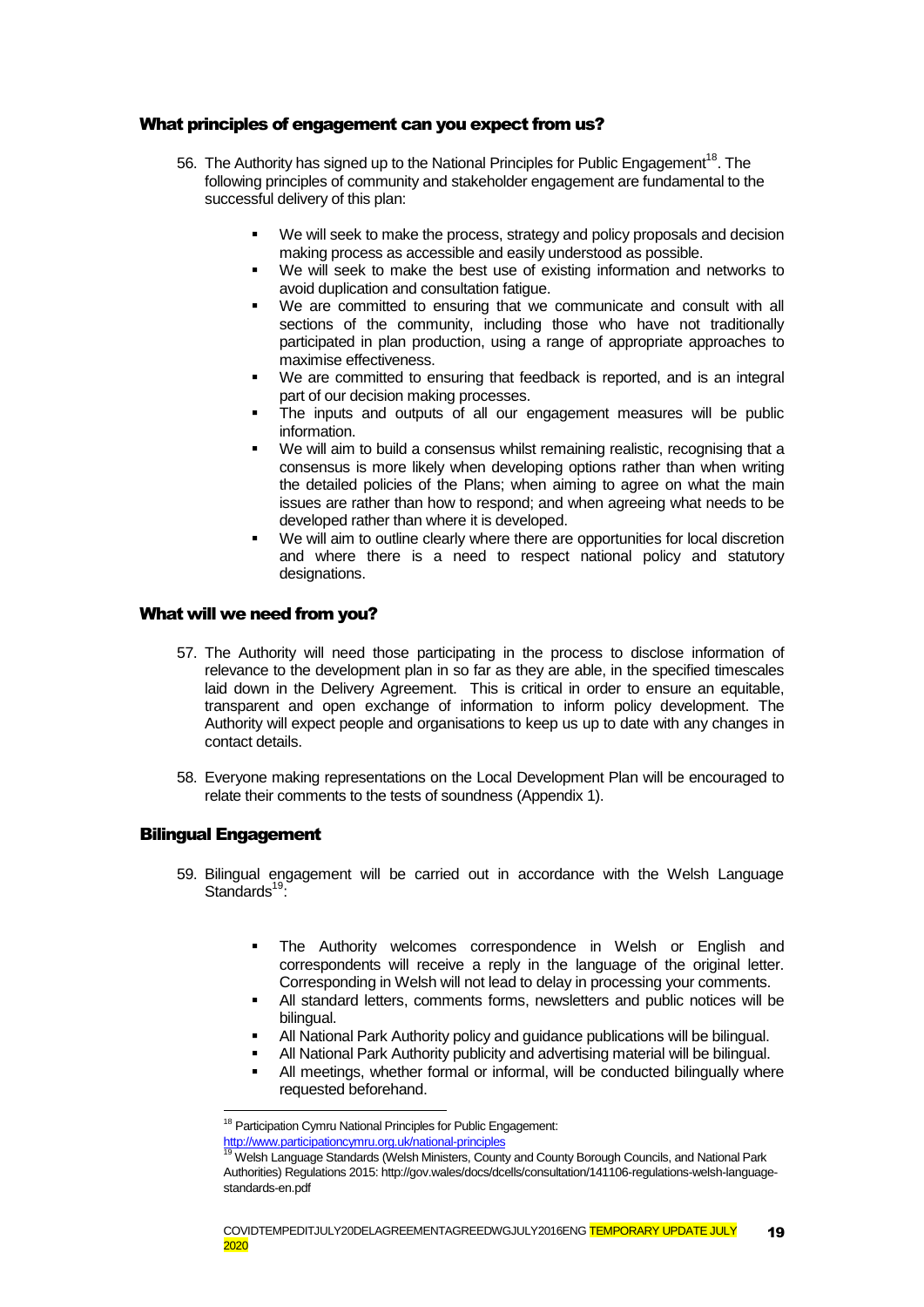## What principles of engagement can you expect from us?

56. The Authority has signed up to the National Principles for Public Engagement[18]. The following principles of community and stakeholder engagement are fundamental to the successful delivery of this plan:

    - We will seek to make the process, strategy and policy proposals and decision making process as accessible and easily understood as possible.
    - We will seek to make the best use of existing information and networks to avoid duplication and consultation fatigue.
    - We are committed to ensuring that we communicate and consult with all sections of the community, including those who have not traditionally participated in plan production, using a range of appropriate approaches to maximise effectiveness.
    - We are committed to ensuring that feedback is reported, and is an integral part of our decision making processes.
    - The inputs and outputs of all our engagement measures will be public information.
    - We will aim to build a consensus whilst remaining realistic, recognising that a consensus is more likely when developing options rather than when writing the detailed policies of the Plans; when aiming to agree on what the main issues are rather than how to respond; and when agreeing what needs to be developed rather than where it is developed.
    - We will aim to outline clearly where there are opportunities for local discretion and where there is a need to respect national policy and statutory designations.

## What will we need from you?

57. The Authority will need those participating in the process to disclose information of relevance to the development plan in so far as they are able, in the specified timescales laid down in the Delivery Agreement. This is critical in order to ensure an equitable, transparent and open exchange of information to inform policy development. The Authority will expect people and organisations to keep us up to date with any changes in contact details.

58. Everyone making representations on the Local Development Plan will be encouraged to relate their comments to the tests of soundness (Appendix 1).

## Bilingual Engagement

59. Bilingual engagement will be carried out in accordance with the Welsh Language Standards[19]:

    - The Authority welcomes correspondence in Welsh or English and correspondents will receive a reply in the language of the original letter. Corresponding in Welsh will not lead to delay in processing your comments.
    - All standard letters, comments forms, newsletters and public notices will be bilingual.
    - All National Park Authority policy and guidance publications will be bilingual.
    - All National Park Authority publicity and advertising material will be bilingual.
    - All meetings, whether formal or informal, will be conducted bilingually where requested beforehand.

---

[18] Participation Cymru National Principles for Public Engagement: http://www.participationcymru.org.uk/national-principles

[19] Welsh Language Standards (Welsh Ministers, County and County Borough Councils, and National Park Authorities) Regulations 2015: http://gov.wales/docs/dcells/consultation/141106-regulations-welsh-language-standards-en.pdf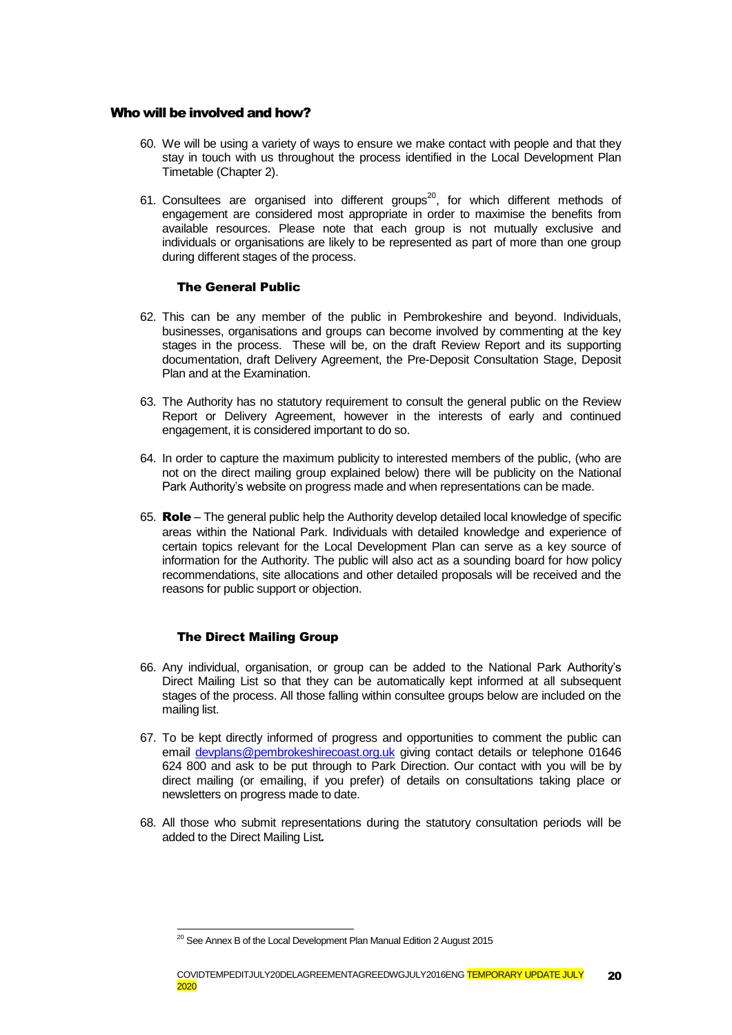## Who will be involved and how?

60. We will be using a variety of ways to ensure we make contact with people and that they stay in touch with us throughout the process identified in the Local Development Plan Timetable (Chapter 2).

61. Consultees are organised into different groups[20], for which different methods of engagement are considered most appropriate in order to maximise the benefits from available resources. Please note that each group is not mutually exclusive and individuals or organisations are likely to be represented as part of more than one group during different stages of the process.

### The General Public

62. This can be any member of the public in Pembrokeshire and beyond. Individuals, businesses, organisations and groups can become involved by commenting at the key stages in the process. These will be, on the draft Review Report and its supporting documentation, draft Delivery Agreement, the Pre-Deposit Consultation Stage, Deposit Plan and at the Examination.

63. The Authority has no statutory requirement to consult the general public on the Review Report or Delivery Agreement, however in the interests of early and continued engagement, it is considered important to do so.

64. In order to capture the maximum publicity to interested members of the public, (who are not on the direct mailing group explained below) there will be publicity on the National Park Authority's website on progress made and when representations can be made.

65. **Role** – The general public help the Authority develop detailed local knowledge of specific areas within the National Park. Individuals with detailed knowledge and experience of certain topics relevant for the Local Development Plan can serve as a key source of information for the Authority. The public will also act as a sounding board for how policy recommendations, site allocations and other detailed proposals will be received and the reasons for public support or objection.

### The Direct Mailing Group

66. Any individual, organisation, or group can be added to the National Park Authority's Direct Mailing List so that they can be automatically kept informed at all subsequent stages of the process. All those falling within consultee groups below are included on the mailing list.

67. To be kept directly informed of progress and opportunities to comment the public can email devplans@pembrokeshirecoast.org.uk giving contact details or telephone 01646 624 800 and ask to be put through to Park Direction. Our contact with you will be by direct mailing (or emailing, if you prefer) of details on consultations taking place or newsletters on progress made to date.

68. All those who submit representations during the statutory consultation periods will be added to the Direct Mailing List.

[20] See Annex B of the Local Development Plan Manual Edition 2 August 2015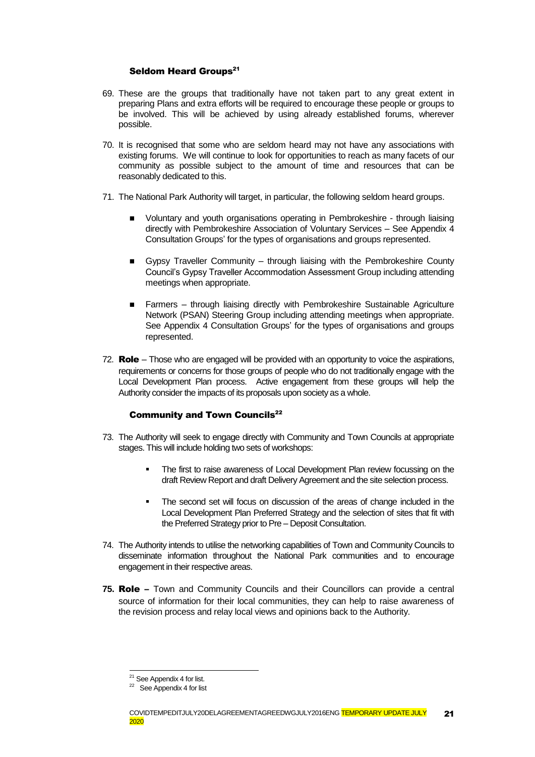### Seldom Heard Groups[21]

69. These are the groups that traditionally have not taken part to any great extent in preparing Plans and extra efforts will be required to encourage these people or groups to be involved. This will be achieved by using already established forums, wherever possible.

70. It is recognised that some who are seldom heard may not have any associations with existing forums. We will continue to look for opportunities to reach as many facets of our community as possible subject to the amount of time and resources that can be reasonably dedicated to this.

71. The National Park Authority will target, in particular, the following seldom heard groups.

    - Voluntary and youth organisations operating in Pembrokeshire - through liaising directly with Pembrokeshire Association of Voluntary Services – See Appendix 4 Consultation Groups' for the types of organisations and groups represented.
    - Gypsy Traveller Community – through liaising with the Pembrokeshire County Council's Gypsy Traveller Accommodation Assessment Group including attending meetings when appropriate.
    - Farmers – through liaising directly with Pembrokeshire Sustainable Agriculture Network (PSAN) Steering Group including attending meetings when appropriate. See Appendix 4 Consultation Groups' for the types of organisations and groups represented.

72. **Role** – Those who are engaged will be provided with an opportunity to voice the aspirations, requirements or concerns for those groups of people who do not traditionally engage with the Local Development Plan process. Active engagement from these groups will help the Authority consider the impacts of its proposals upon society as a whole.

### Community and Town Councils[22]

73. The Authority will seek to engage directly with Community and Town Councils at appropriate stages. This will include holding two sets of workshops:

    - The first to raise awareness of Local Development Plan review focussing on the draft Review Report and draft Delivery Agreement and the site selection process.
    - The second set will focus on discussion of the areas of change included in the Local Development Plan Preferred Strategy and the selection of sites that fit with the Preferred Strategy prior to Pre – Deposit Consultation.

74. The Authority intends to utilise the networking capabilities of Town and Community Councils to disseminate information throughout the National Park communities and to encourage engagement in their respective areas.

**75. Role –** Town and Community Councils and their Councillors can provide a central source of information for their local communities, they can help to raise awareness of the revision process and relay local views and opinions back to the Authority.

[21] See Appendix 4 for list.

[22] See Appendix 4 for list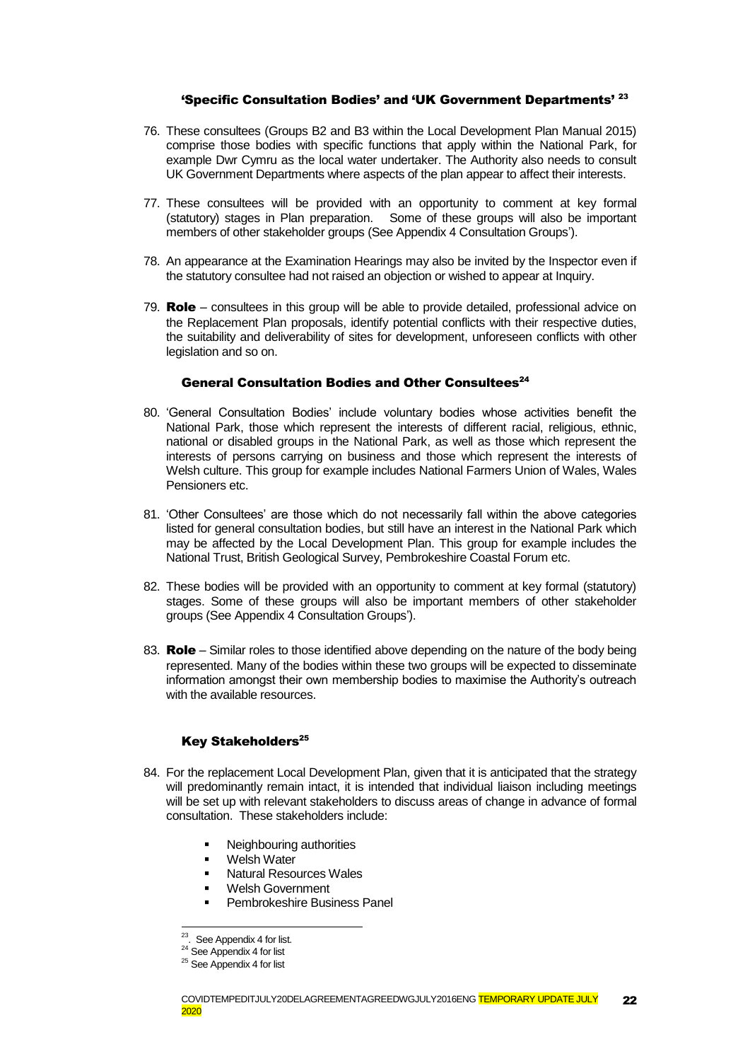### 'Specific Consultation Bodies' and 'UK Government Departments' [23]

76. These consultees (Groups B2 and B3 within the Local Development Plan Manual 2015) comprise those bodies with specific functions that apply within the National Park, for example Dwr Cymru as the local water undertaker. The Authority also needs to consult UK Government Departments where aspects of the plan appear to affect their interests.

77. These consultees will be provided with an opportunity to comment at key formal (statutory) stages in Plan preparation. Some of these groups will also be important members of other stakeholder groups (See Appendix 4 Consultation Groups').

78. An appearance at the Examination Hearings may also be invited by the Inspector even if the statutory consultee had not raised an objection or wished to appear at Inquiry.

79. **Role** – consultees in this group will be able to provide detailed, professional advice on the Replacement Plan proposals, identify potential conflicts with their respective duties, the suitability and deliverability of sites for development, unforeseen conflicts with other legislation and so on.

### General Consultation Bodies and Other Consultees[24]

80. 'General Consultation Bodies' include voluntary bodies whose activities benefit the National Park, those which represent the interests of different racial, religious, ethnic, national or disabled groups in the National Park, as well as those which represent the interests of persons carrying on business and those which represent the interests of Welsh culture. This group for example includes National Farmers Union of Wales, Wales Pensioners etc.

81. 'Other Consultees' are those which do not necessarily fall within the above categories listed for general consultation bodies, but still have an interest in the National Park which may be affected by the Local Development Plan. This group for example includes the National Trust, British Geological Survey, Pembrokeshire Coastal Forum etc.

82. These bodies will be provided with an opportunity to comment at key formal (statutory) stages. Some of these groups will also be important members of other stakeholder groups (See Appendix 4 Consultation Groups').

83. **Role** – Similar roles to those identified above depending on the nature of the body being represented. Many of the bodies within these two groups will be expected to disseminate information amongst their own membership bodies to maximise the Authority's outreach with the available resources.

### Key Stakeholders[25]

84. For the replacement Local Development Plan, given that it is anticipated that the strategy will predominantly remain intact, it is intended that individual liaison including meetings will be set up with relevant stakeholders to discuss areas of change in advance of formal consultation. These stakeholders include:

- Neighbouring authorities
- Welsh Water
- Natural Resources Wales
- Welsh Government
- Pembrokeshire Business Panel

---

[23]. See Appendix 4 for list.

[24] See Appendix 4 for list

[25] See Appendix 4 for list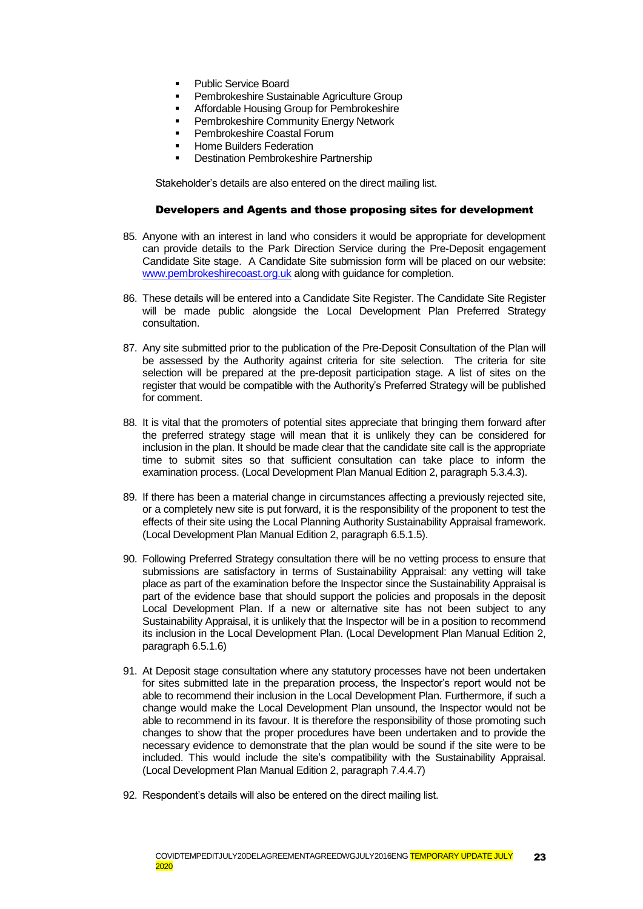- Public Service Board
- Pembrokeshire Sustainable Agriculture Group
- Affordable Housing Group for Pembrokeshire
- Pembrokeshire Community Energy Network
- Pembrokeshire Coastal Forum
- Home Builders Federation
- Destination Pembrokeshire Partnership

Stakeholder's details are also entered on the direct mailing list.

### Developers and Agents and those proposing sites for development

85. Anyone with an interest in land who considers it would be appropriate for development can provide details to the Park Direction Service during the Pre-Deposit engagement Candidate Site stage. A Candidate Site submission form will be placed on our website: [www.pembrokeshirecoast.org.uk](http://www.pembrokeshirecoast.org.uk) along with guidance for completion.

86. These details will be entered into a Candidate Site Register. The Candidate Site Register will be made public alongside the Local Development Plan Preferred Strategy consultation.

87. Any site submitted prior to the publication of the Pre-Deposit Consultation of the Plan will be assessed by the Authority against criteria for site selection. The criteria for site selection will be prepared at the pre-deposit participation stage. A list of sites on the register that would be compatible with the Authority's Preferred Strategy will be published for comment.

88. It is vital that the promoters of potential sites appreciate that bringing them forward after the preferred strategy stage will mean that it is unlikely they can be considered for inclusion in the plan. It should be made clear that the candidate site call is the appropriate time to submit sites so that sufficient consultation can take place to inform the examination process. (Local Development Plan Manual Edition 2, paragraph 5.3.4.3).

89. If there has been a material change in circumstances affecting a previously rejected site, or a completely new site is put forward, it is the responsibility of the proponent to test the effects of their site using the Local Planning Authority Sustainability Appraisal framework. (Local Development Plan Manual Edition 2, paragraph 6.5.1.5).

90. Following Preferred Strategy consultation there will be no vetting process to ensure that submissions are satisfactory in terms of Sustainability Appraisal: any vetting will take place as part of the examination before the Inspector since the Sustainability Appraisal is part of the evidence base that should support the policies and proposals in the deposit Local Development Plan. If a new or alternative site has not been subject to any Sustainability Appraisal, it is unlikely that the Inspector will be in a position to recommend its inclusion in the Local Development Plan. (Local Development Plan Manual Edition 2, paragraph 6.5.1.6)

91. At Deposit stage consultation where any statutory processes have not been undertaken for sites submitted late in the preparation process, the Inspector's report would not be able to recommend their inclusion in the Local Development Plan. Furthermore, if such a change would make the Local Development Plan unsound, the Inspector would not be able to recommend in its favour. It is therefore the responsibility of those promoting such changes to show that the proper procedures have been undertaken and to provide the necessary evidence to demonstrate that the plan would be sound if the site were to be included. This would include the site's compatibility with the Sustainability Appraisal. (Local Development Plan Manual Edition 2, paragraph 7.4.4.7)

92. Respondent's details will also be entered on the direct mailing list.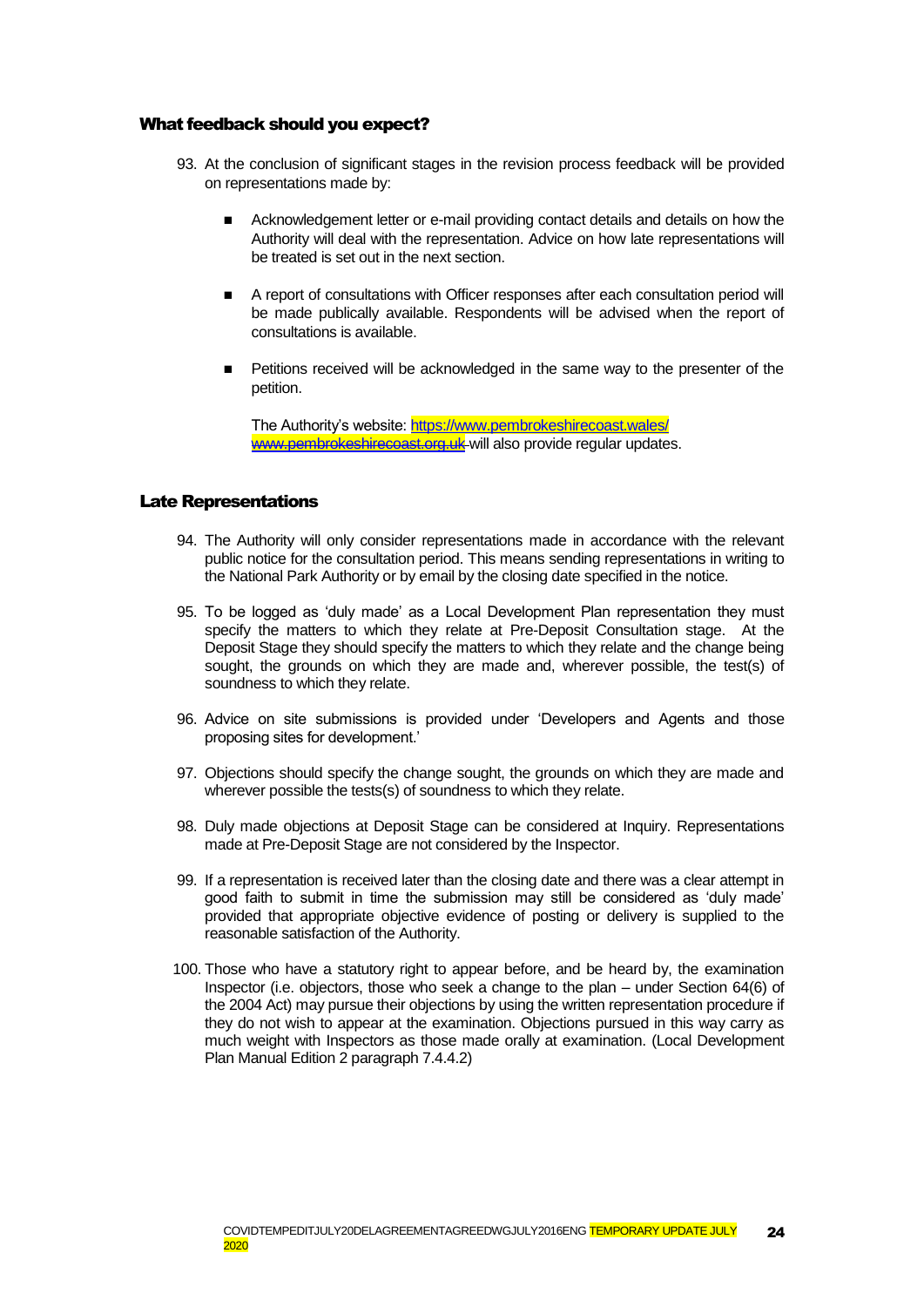## What feedback should you expect?

93. At the conclusion of significant stages in the revision process feedback will be provided on representations made by:

    - Acknowledgement letter or e-mail providing contact details and details on how the Authority will deal with the representation. Advice on how late representations will be treated is set out in the next section.
    - A report of consultations with Officer responses after each consultation period will be made publically available. Respondents will be advised when the report of consultations is available.
    - Petitions received will be acknowledged in the same way to the presenter of the petition.

    The Authority's website: https://www.pembrokeshirecoast.wales/ ~~www.pembrokeshirecoast.org.uk~~ will also provide regular updates.

## Late Representations

94. The Authority will only consider representations made in accordance with the relevant public notice for the consultation period. This means sending representations in writing to the National Park Authority or by email by the closing date specified in the notice.

95. To be logged as 'duly made' as a Local Development Plan representation they must specify the matters to which they relate at Pre-Deposit Consultation stage. At the Deposit Stage they should specify the matters to which they relate and the change being sought, the grounds on which they are made and, wherever possible, the test(s) of soundness to which they relate.

96. Advice on site submissions is provided under 'Developers and Agents and those proposing sites for development.'

97. Objections should specify the change sought, the grounds on which they are made and wherever possible the tests(s) of soundness to which they relate.

98. Duly made objections at Deposit Stage can be considered at Inquiry. Representations made at Pre-Deposit Stage are not considered by the Inspector.

99. If a representation is received later than the closing date and there was a clear attempt in good faith to submit in time the submission may still be considered as 'duly made' provided that appropriate objective evidence of posting or delivery is supplied to the reasonable satisfaction of the Authority.

100. Those who have a statutory right to appear before, and be heard by, the examination Inspector (i.e. objectors, those who seek a change to the plan – under Section 64(6) of the 2004 Act) may pursue their objections by using the written representation procedure if they do not wish to appear at the examination. Objections pursued in this way carry as much weight with Inspectors as those made orally at examination. (Local Development Plan Manual Edition 2 paragraph 7.4.4.2)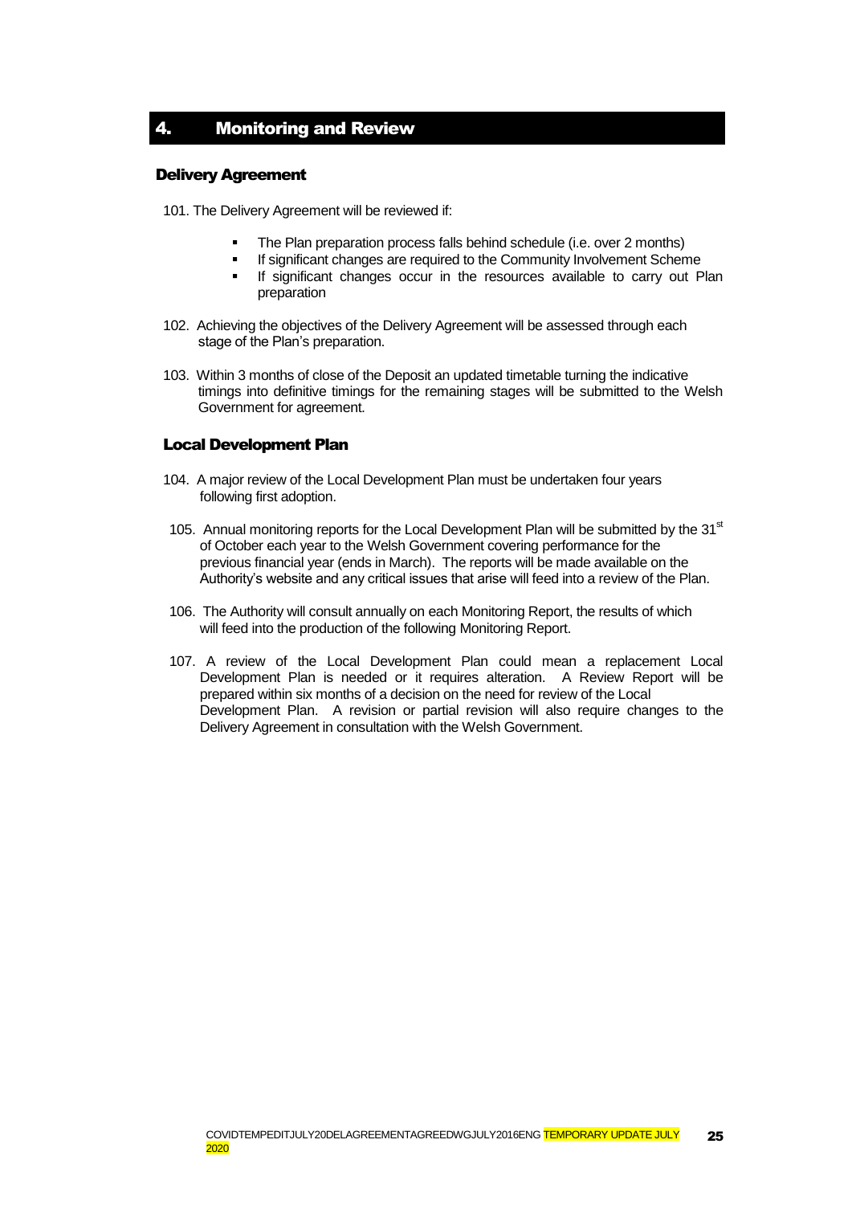## 4. Monitoring and Review

### Delivery Agreement

101. The Delivery Agreement will be reviewed if:

- The Plan preparation process falls behind schedule (i.e. over 2 months)
- If significant changes are required to the Community Involvement Scheme
- If significant changes occur in the resources available to carry out Plan preparation

102. Achieving the objectives of the Delivery Agreement will be assessed through each stage of the Plan's preparation.

103. Within 3 months of close of the Deposit an updated timetable turning the indicative timings into definitive timings for the remaining stages will be submitted to the Welsh Government for agreement.

### Local Development Plan

104. A major review of the Local Development Plan must be undertaken four years following first adoption.

105. Annual monitoring reports for the Local Development Plan will be submitted by the 31st of October each year to the Welsh Government covering performance for the previous financial year (ends in March). The reports will be made available on the Authority's website and any critical issues that arise will feed into a review of the Plan.

106. The Authority will consult annually on each Monitoring Report, the results of which will feed into the production of the following Monitoring Report.

107. A review of the Local Development Plan could mean a replacement Local Development Plan is needed or it requires alteration. A Review Report will be prepared within six months of a decision on the need for review of the Local Development Plan. A revision or partial revision will also require changes to the Delivery Agreement in consultation with the Welsh Government.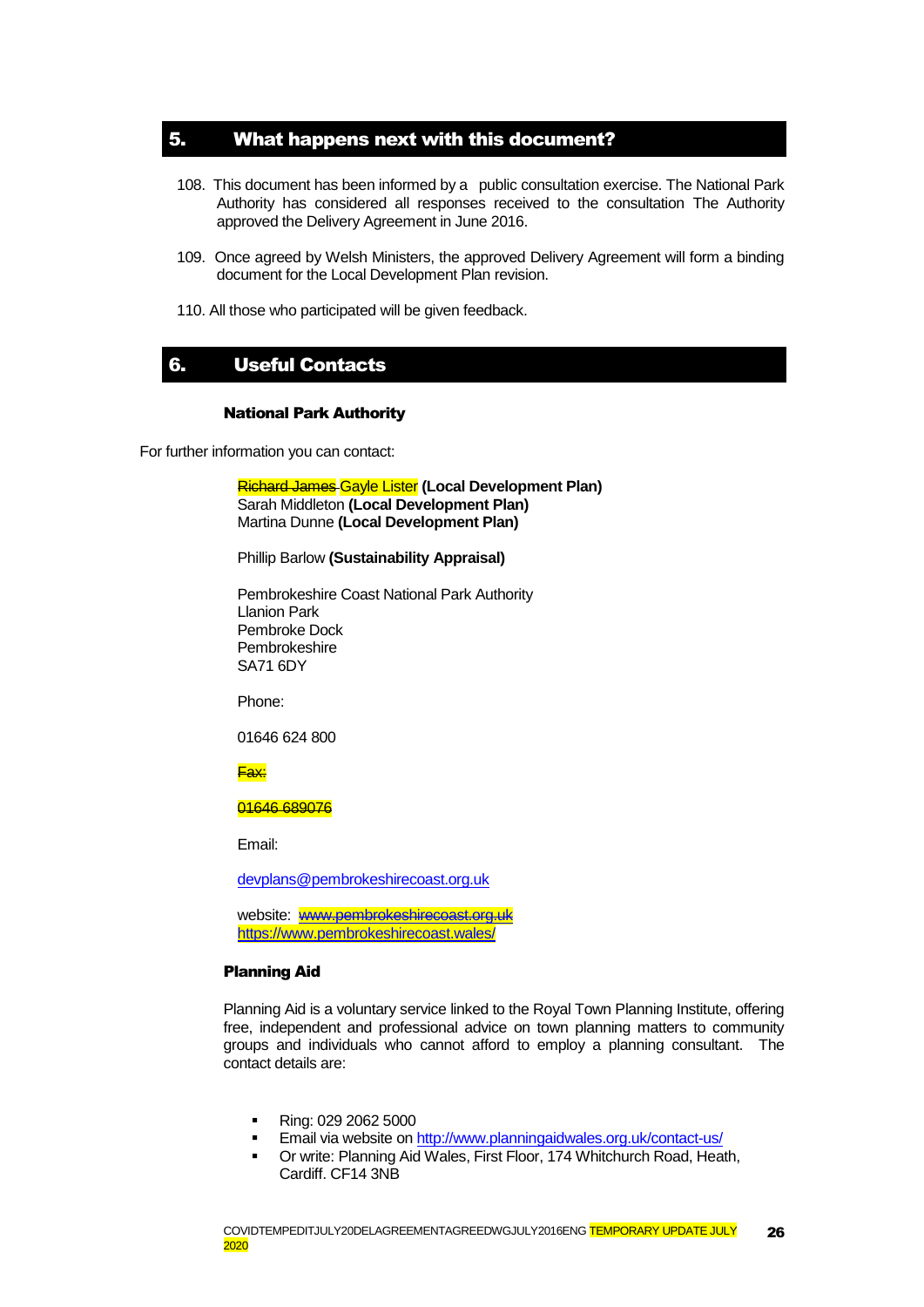## 5. What happens next with this document?

108. This document has been informed by a public consultation exercise. The National Park Authority has considered all responses received to the consultation The Authority approved the Delivery Agreement in June 2016.

109. Once agreed by Welsh Ministers, the approved Delivery Agreement will form a binding document for the Local Development Plan revision.

110. All those who participated will be given feedback.

## 6. Useful Contacts

### National Park Authority

For further information you can contact:

~~Richard James~~ Gayle Lister **(Local Development Plan)**
Sarah Middleton **(Local Development Plan)**
Martina Dunne **(Local Development Plan)**

Phillip Barlow **(Sustainability Appraisal)**

Pembrokeshire Coast National Park Authority
Llanion Park
Pembroke Dock
Pembrokeshire
SA71 6DY

Phone:

01646 624 800

~~Fax:~~

~~01646 689076~~

Email:

devplans@pembrokeshirecoast.org.uk

website: ~~www.pembrokeshirecoast.org.uk~~
https://www.pembrokeshirecoast.wales/

### Planning Aid

Planning Aid is a voluntary service linked to the Royal Town Planning Institute, offering free, independent and professional advice on town planning matters to community groups and individuals who cannot afford to employ a planning consultant. The contact details are:

- Ring: 029 2062 5000
- Email via website on http://www.planningaidwales.org.uk/contact-us/
- Or write: Planning Aid Wales, First Floor, 174 Whitchurch Road, Heath, Cardiff. CF14 3NB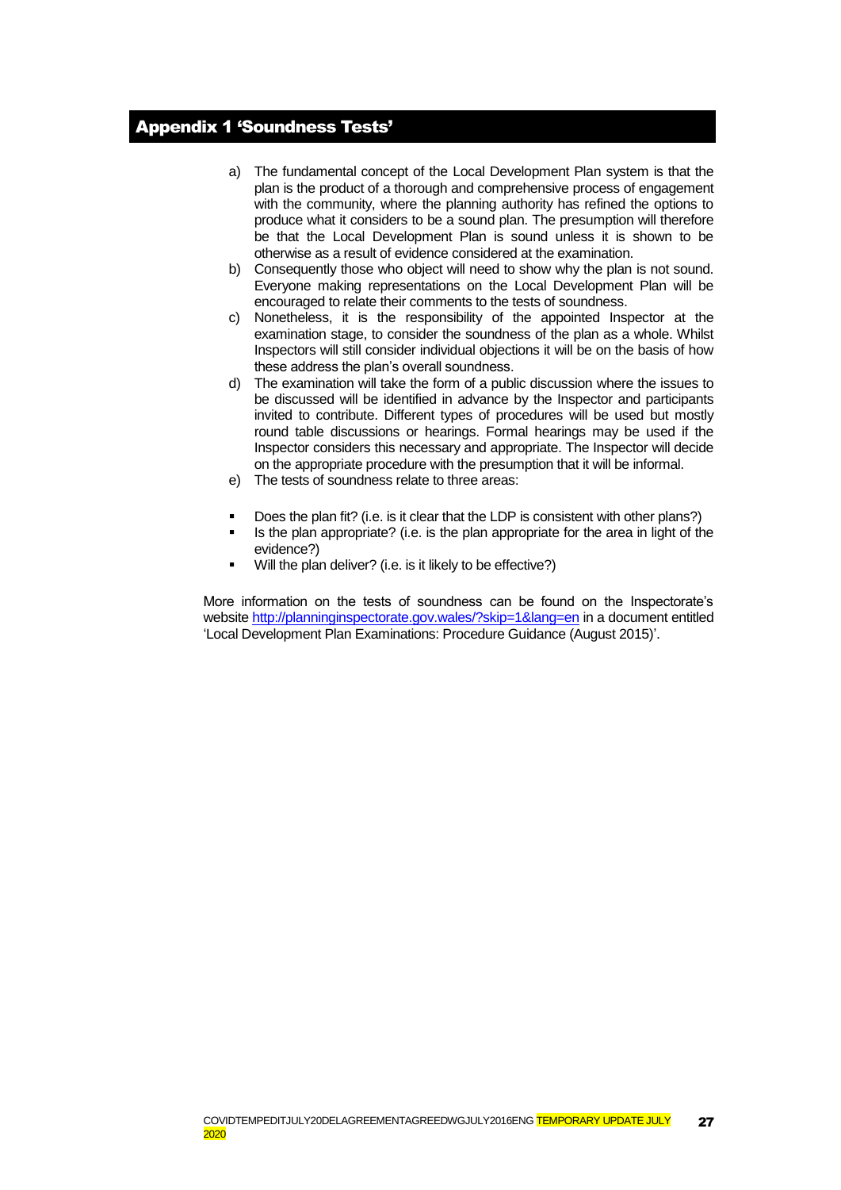## Appendix 1 'Soundness Tests'

a) The fundamental concept of the Local Development Plan system is that the plan is the product of a thorough and comprehensive process of engagement with the community, where the planning authority has refined the options to produce what it considers to be a sound plan. The presumption will therefore be that the Local Development Plan is sound unless it is shown to be otherwise as a result of evidence considered at the examination.

b) Consequently those who object will need to show why the plan is not sound. Everyone making representations on the Local Development Plan will be encouraged to relate their comments to the tests of soundness.

c) Nonetheless, it is the responsibility of the appointed Inspector at the examination stage, to consider the soundness of the plan as a whole. Whilst Inspectors will still consider individual objections it will be on the basis of how these address the plan's overall soundness.

d) The examination will take the form of a public discussion where the issues to be discussed will be identified in advance by the Inspector and participants invited to contribute. Different types of procedures will be used but mostly round table discussions or hearings. Formal hearings may be used if the Inspector considers this necessary and appropriate. The Inspector will decide on the appropriate procedure with the presumption that it will be informal.

e) The tests of soundness relate to three areas:

- Does the plan fit? (i.e. is it clear that the LDP is consistent with other plans?)
- Is the plan appropriate? (i.e. is the plan appropriate for the area in light of the evidence?)
- Will the plan deliver? (i.e. is it likely to be effective?)

More information on the tests of soundness can be found on the Inspectorate's website http://planninginspectorate.gov.wales/?skip=1&lang=en in a document entitled 'Local Development Plan Examinations: Procedure Guidance (August 2015)'.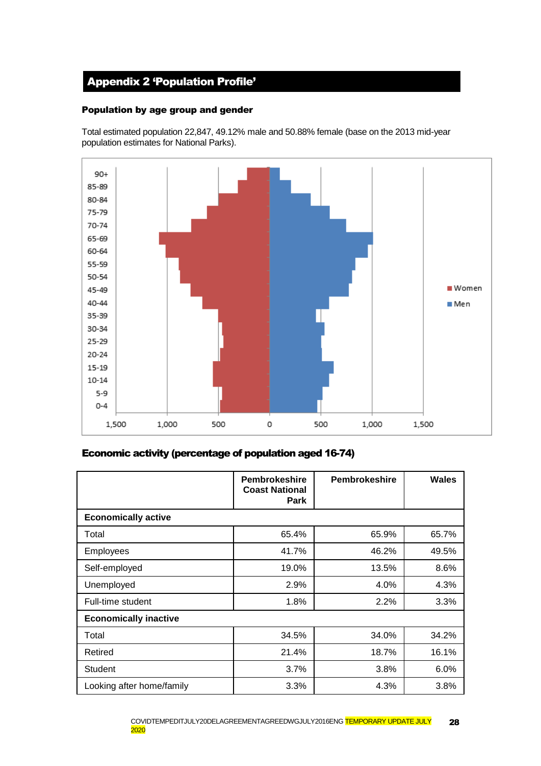# Appendix 2 'Population Profile'

### Population by age group and gender

Total estimated population 22,847, 49.12% male and 50.88% female (base on the 2013 mid-year population estimates for National Parks).

### Economic activity (percentage of population aged 16-74)

| | Pembrokeshire Coast National Park | Pembrokeshire | Wales |
|---|---|---|---|
| **Economically active** | | | |
| Total | 65.4% | 65.9% | 65.7% |
| Employees | 41.7% | 46.2% | 49.5% |
| Self-employed | 19.0% | 13.5% | 8.6% |
| Unemployed | 2.9% | 4.0% | 4.3% |
| Full-time student | 1.8% | 2.2% | 3.3% |
| **Economically inactive** | | | |
| Total | 34.5% | 34.0% | 34.2% |
| Retired | 21.4% | 18.7% | 16.1% |
| Student | 3.7% | 3.8% | 6.0% |
| Looking after home/family | 3.3% | 4.3% | 3.8% |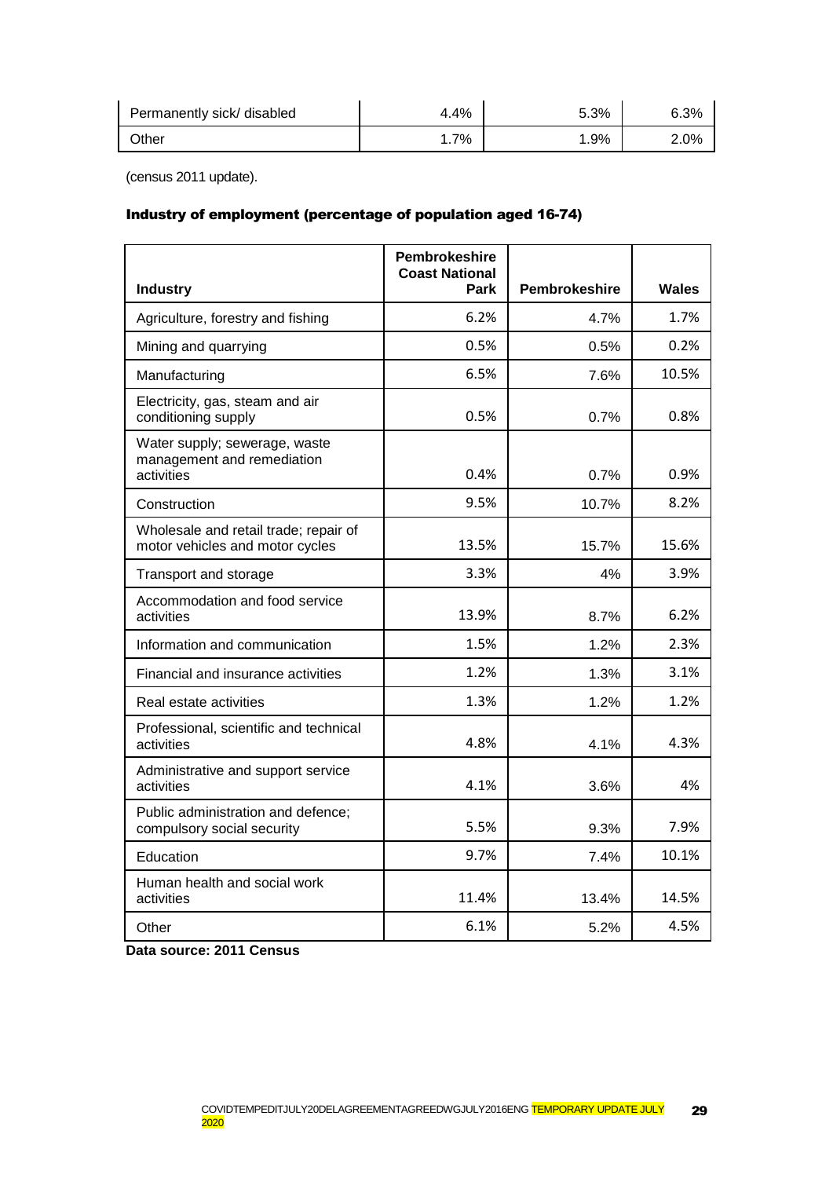| Permanently sick/ disabled | 4.4% | 5.3% | 6.3% |
|---|---|---|---|
| Other | 1.7% | 1.9% | 2.0% |

(census 2011 update).

### Industry of employment (percentage of population aged 16-74)

| Industry | Pembrokeshire Coast National Park | Pembrokeshire | Wales |
|---|---|---|---|
| Agriculture, forestry and fishing | 6.2% | 4.7% | 1.7% |
| Mining and quarrying | 0.5% | 0.5% | 0.2% |
| Manufacturing | 6.5% | 7.6% | 10.5% |
| Electricity, gas, steam and air conditioning supply | 0.5% | 0.7% | 0.8% |
| Water supply; sewerage, waste management and remediation activities | 0.4% | 0.7% | 0.9% |
| Construction | 9.5% | 10.7% | 8.2% |
| Wholesale and retail trade; repair of motor vehicles and motor cycles | 13.5% | 15.7% | 15.6% |
| Transport and storage | 3.3% | 4% | 3.9% |
| Accommodation and food service activities | 13.9% | 8.7% | 6.2% |
| Information and communication | 1.5% | 1.2% | 2.3% |
| Financial and insurance activities | 1.2% | 1.3% | 3.1% |
| Real estate activities | 1.3% | 1.2% | 1.2% |
| Professional, scientific and technical activities | 4.8% | 4.1% | 4.3% |
| Administrative and support service activities | 4.1% | 3.6% | 4% |
| Public administration and defence; compulsory social security | 5.5% | 9.3% | 7.9% |
| Education | 9.7% | 7.4% | 10.1% |
| Human health and social work activities | 11.4% | 13.4% | 14.5% |
| Other | 6.1% | 5.2% | 4.5% |

**Data source: 2011 Census**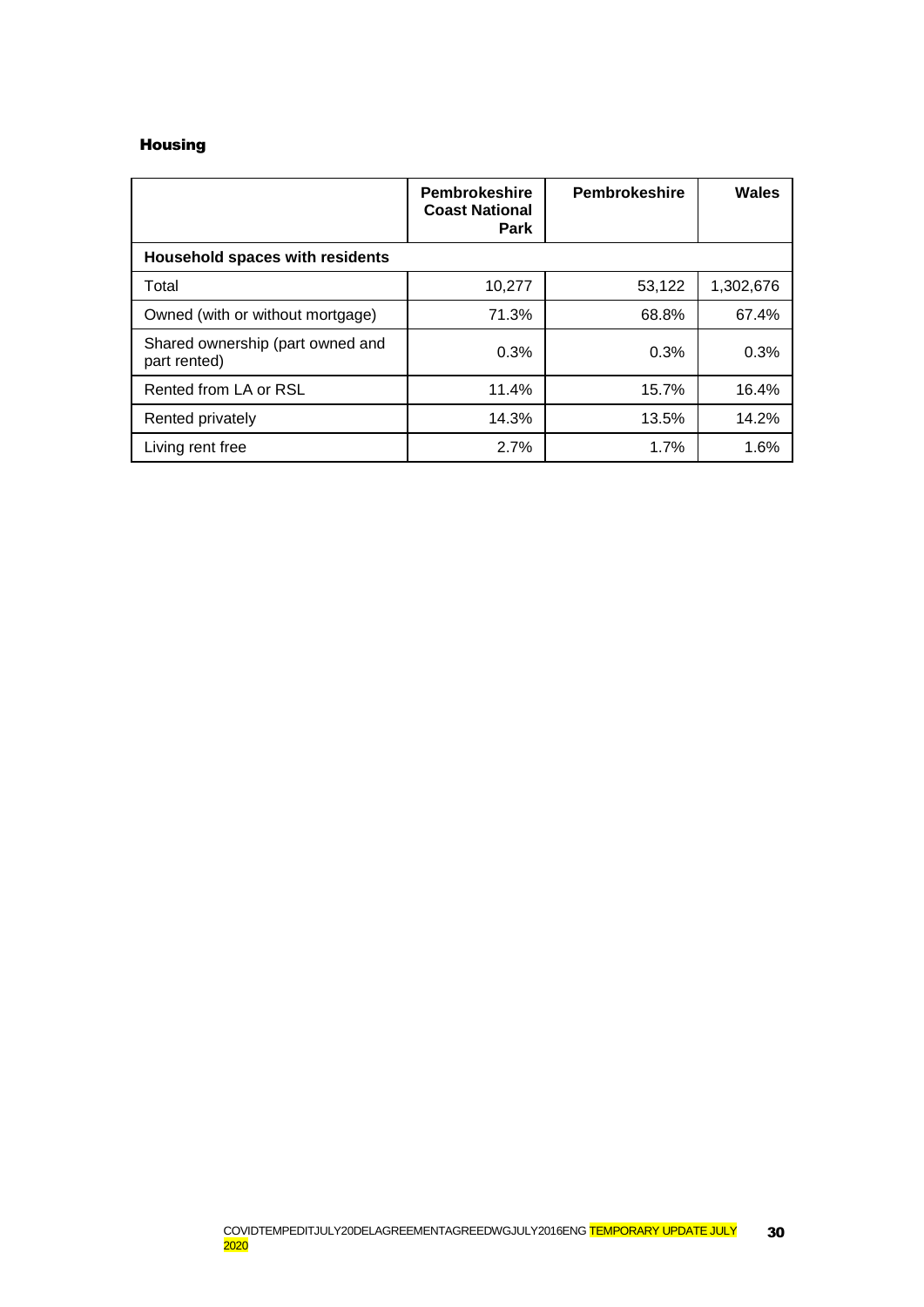### Housing

| | Pembrokeshire Coast National Park | Pembrokeshire | Wales |
|---|---|---|---|
| **Household spaces with residents** | | | |
| Total | 10,277 | 53,122 | 1,302,676 |
| Owned (with or without mortgage) | 71.3% | 68.8% | 67.4% |
| Shared ownership (part owned and part rented) | 0.3% | 0.3% | 0.3% |
| Rented from LA or RSL | 11.4% | 15.7% | 16.4% |
| Rented privately | 14.3% | 13.5% | 14.2% |
| Living rent free | 2.7% | 1.7% | 1.6% |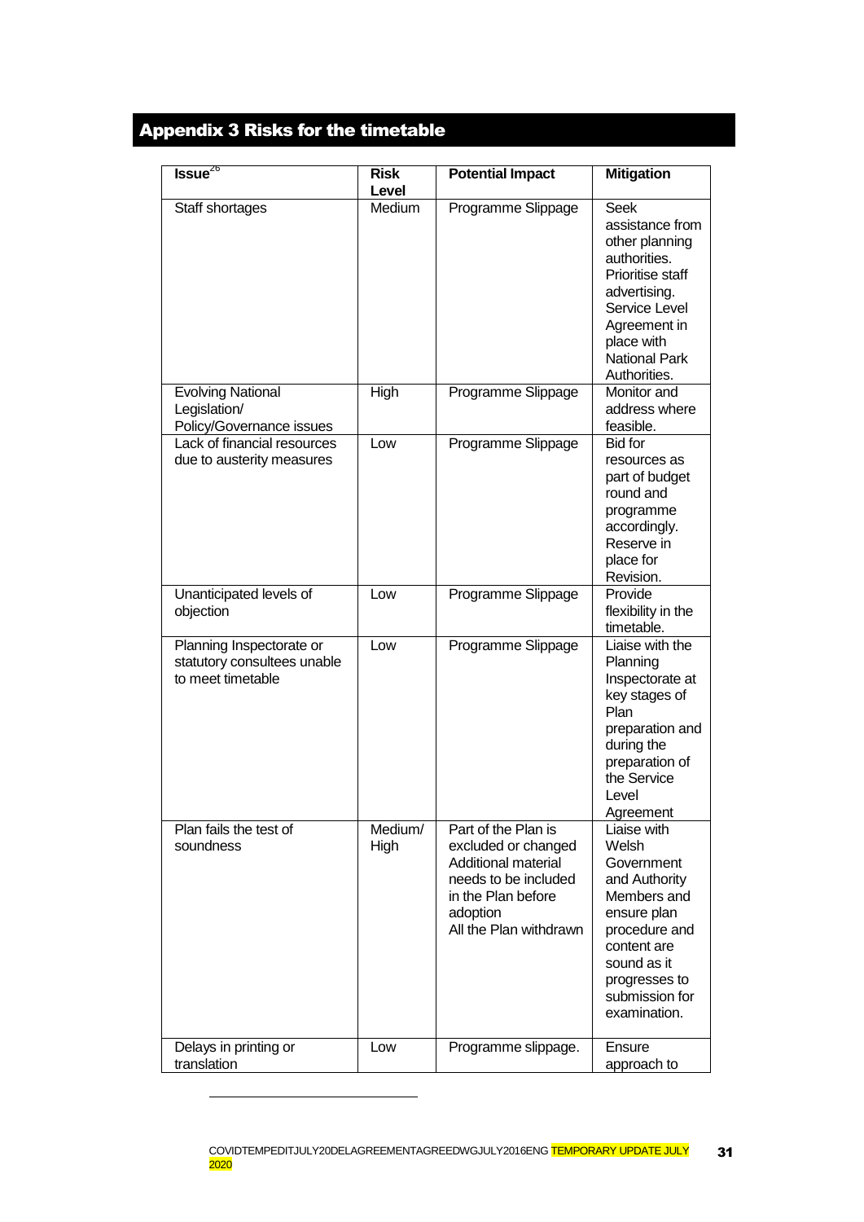## Appendix 3 Risks for the timetable

| Issue[26] | Risk Level | Potential Impact | Mitigation |
|---|---|---|---|
| Staff shortages | Medium | Programme Slippage | Seek assistance from other planning authorities. Prioritise staff advertising. Service Level Agreement in place with National Park Authorities. |
| Evolving National Legislation/ Policy/Governance issues | High | Programme Slippage | Monitor and address where feasible. |
| Lack of financial resources due to austerity measures | Low | Programme Slippage | Bid for resources as part of budget round and programme accordingly. Reserve in place for Revision. |
| Unanticipated levels of objection | Low | Programme Slippage | Provide flexibility in the timetable. |
| Planning Inspectorate or statutory consultees unable to meet timetable | Low | Programme Slippage | Liaise with the Planning Inspectorate at key stages of Plan preparation and during the preparation of the Service Level Agreement |
| Plan fails the test of soundness | Medium/ High | Part of the Plan is excluded or changed Additional material needs to be included in the Plan before adoption All the Plan withdrawn | Liaise with Welsh Government and Authority Members and ensure plan procedure and content are sound as it progresses to submission for examination. |
| Delays in printing or translation | Low | Programme slippage. | Ensure approach to |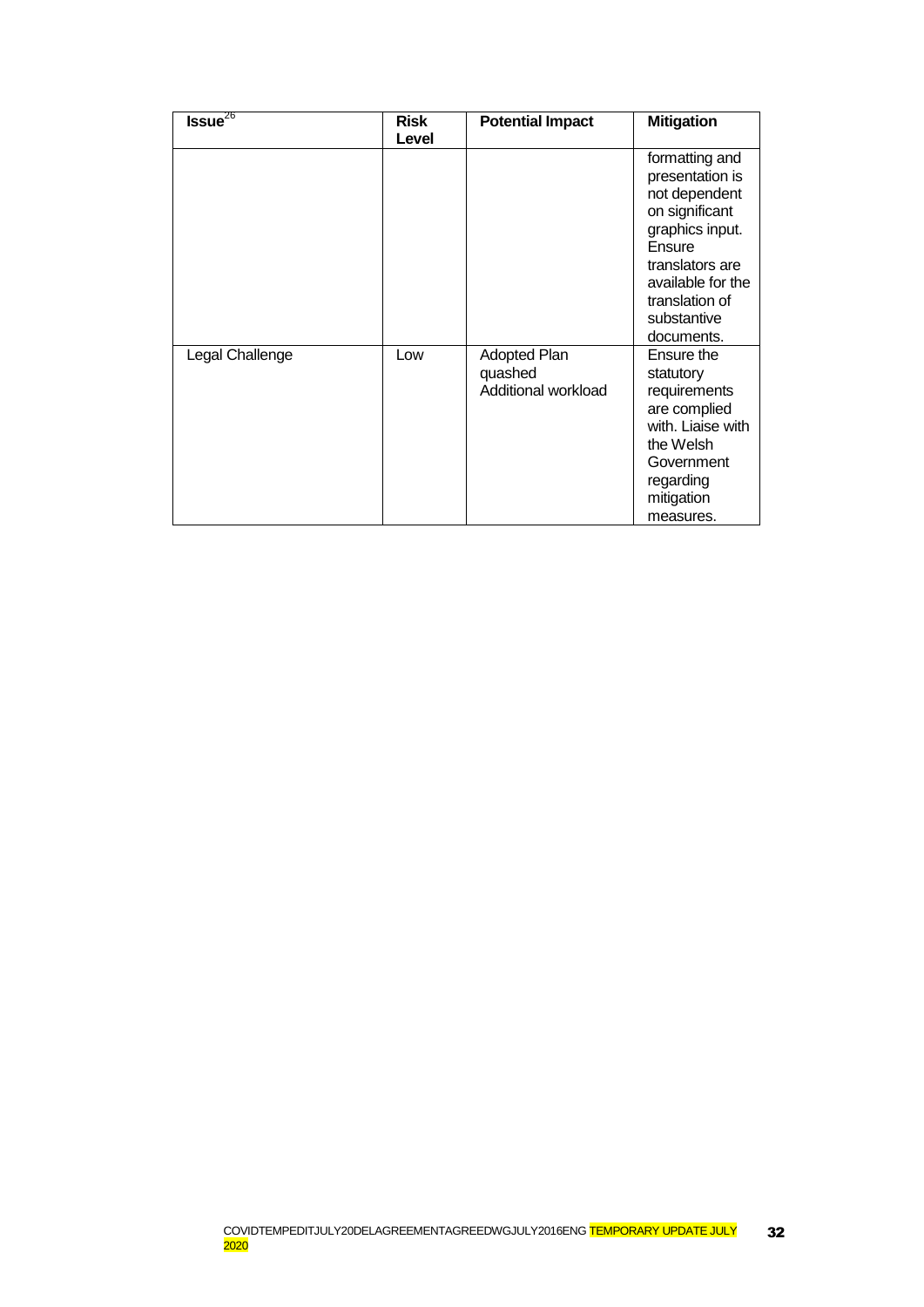| Issue[26] | Risk Level | Potential Impact | Mitigation |
|---|---|---|---|
| | | | formatting and presentation is not dependent on significant graphics input. Ensure translators are available for the translation of substantive documents. |
| Legal Challenge | Low | Adopted Plan quashed<br>Additional workload | Ensure the statutory requirements are complied with. Liaise with the Welsh Government regarding mitigation measures. |

COVIDTEMPEDITJULY20DELAGREEMENTAGREEDWGJULY2016ENG TEMPORARY UPDATE JULY 2020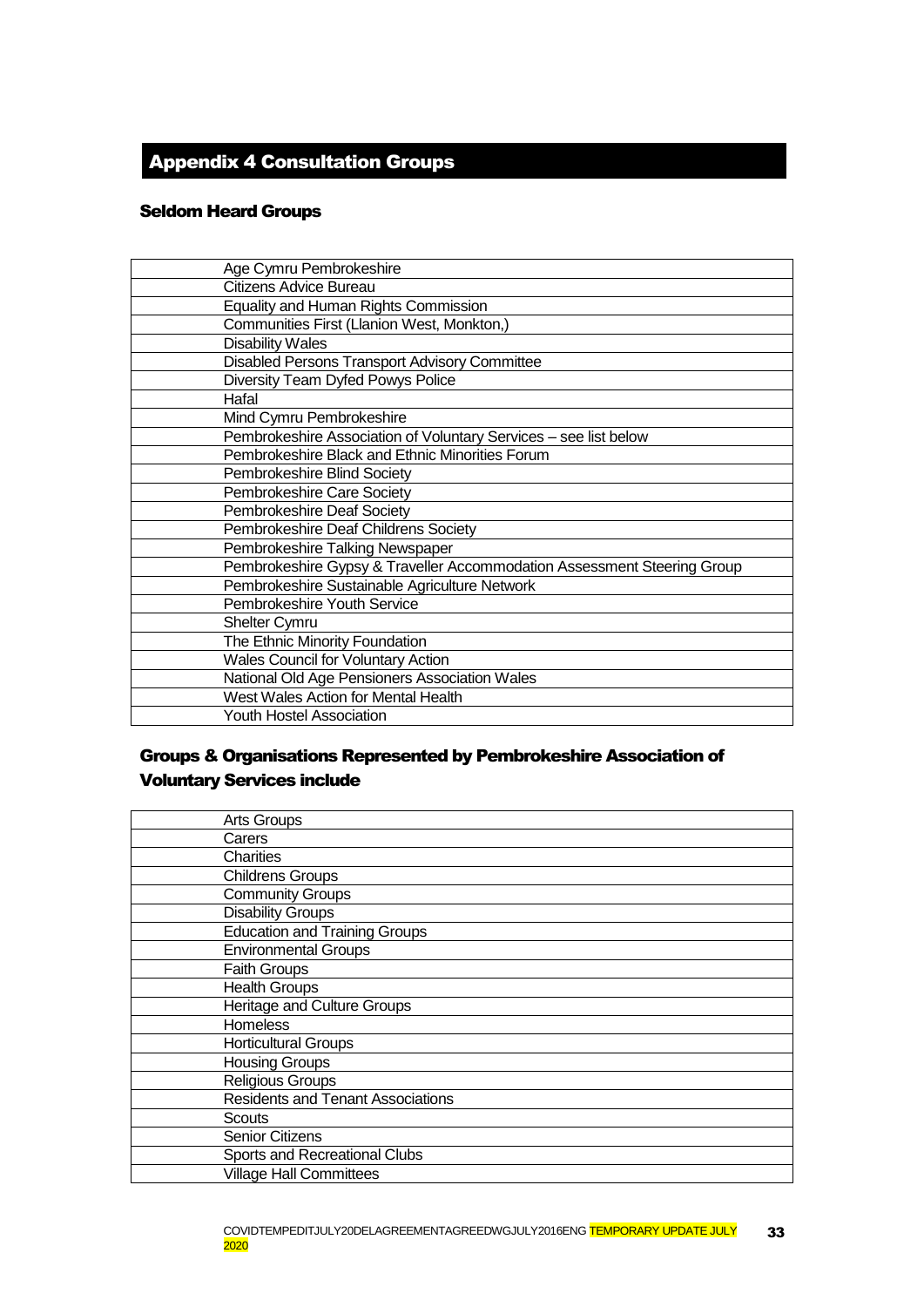## Appendix 4 Consultation Groups

### Seldom Heard Groups

| |
|---|
| Age Cymru Pembrokeshire |
| Citizens Advice Bureau |
| Equality and Human Rights Commission |
| Communities First (Llanion West, Monkton,) |
| Disability Wales |
| Disabled Persons Transport Advisory Committee |
| Diversity Team Dyfed Powys Police |
| Hafal |
| Mind Cymru Pembrokeshire |
| Pembrokeshire Association of Voluntary Services – see list below |
| Pembrokeshire Black and Ethnic Minorities Forum |
| Pembrokeshire Blind Society |
| Pembrokeshire Care Society |
| Pembrokeshire Deaf Society |
| Pembrokeshire Deaf Childrens Society |
| Pembrokeshire Talking Newspaper |
| Pembrokeshire Gypsy & Traveller Accommodation Assessment Steering Group |
| Pembrokeshire Sustainable Agriculture Network |
| Pembrokeshire Youth Service |
| Shelter Cymru |
| The Ethnic Minority Foundation |
| Wales Council for Voluntary Action |
| National Old Age Pensioners Association Wales |
| West Wales Action for Mental Health |
| Youth Hostel Association |

### Groups & Organisations Represented by Pembrokeshire Association of Voluntary Services include

| |
|---|
| Arts Groups |
| Carers |
| Charities |
| Childrens Groups |
| Community Groups |
| Disability Groups |
| Education and Training Groups |
| Environmental Groups |
| Faith Groups |
| Health Groups |
| Heritage and Culture Groups |
| Homeless |
| Horticultural Groups |
| Housing Groups |
| Religious Groups |
| Residents and Tenant Associations |
| Scouts |
| Senior Citizens |
| Sports and Recreational Clubs |
| Village Hall Committees |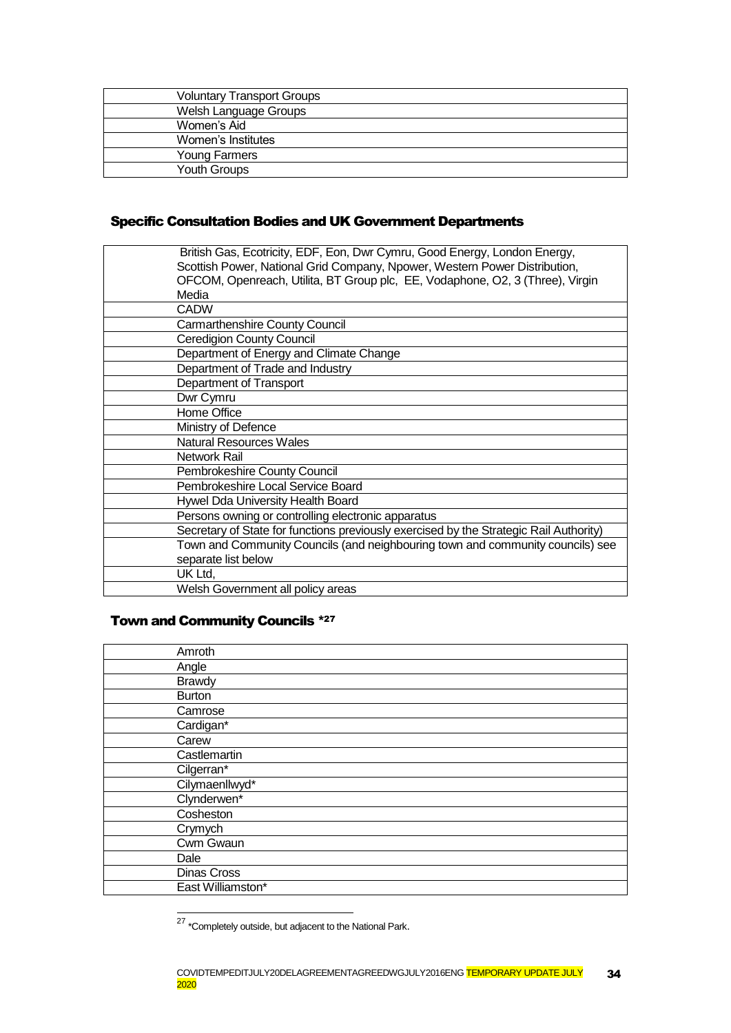| Voluntary Transport Groups |
|---|
| Welsh Language Groups |
| Women's Aid |
| Women's Institutes |
| Young Farmers |
| Youth Groups |

## Specific Consultation Bodies and UK Government Departments

| British Gas, Ecotricity, EDF, Eon, Dwr Cymru, Good Energy, London Energy, Scottish Power, National Grid Company, Npower, Western Power Distribution, OFCOM, Openreach, Utilita, BT Group plc, EE, Vodaphone, O2, 3 (Three), Virgin Media |
|---|
| CADW |
| Carmarthenshire County Council |
| Ceredigion County Council |
| Department of Energy and Climate Change |
| Department of Trade and Industry |
| Department of Transport |
| Dwr Cymru |
| Home Office |
| Ministry of Defence |
| Natural Resources Wales |
| Network Rail |
| Pembrokeshire County Council |
| Pembrokeshire Local Service Board |
| Hywel Dda University Health Board |
| Persons owning or controlling electronic apparatus |
| Secretary of State for functions previously exercised by the Strategic Rail Authority) |
| Town and Community Councils (and neighbouring town and community councils) see separate list below |
| UK Ltd, |
| Welsh Government all policy areas |

## Town and Community Councils *[27]

| Amroth |
|---|
| Angle |
| Brawdy |
| Burton |
| Camrose |
| Cardigan* |
| Carew |
| Castlemartin |
| Cilgerran* |
| Cilymaenllwyd* |
| Clynderwen* |
| Cosheston |
| Crymych |
| Cwm Gwaun |
| Dale |
| Dinas Cross |
| East Williamston* |

[27] *Completely outside, but adjacent to the National Park.

COVIDTEMPEDITJULY20DELAGREEMENTAGREEDWGJULY2016ENG TEMPORARY UPDATE JULY 2020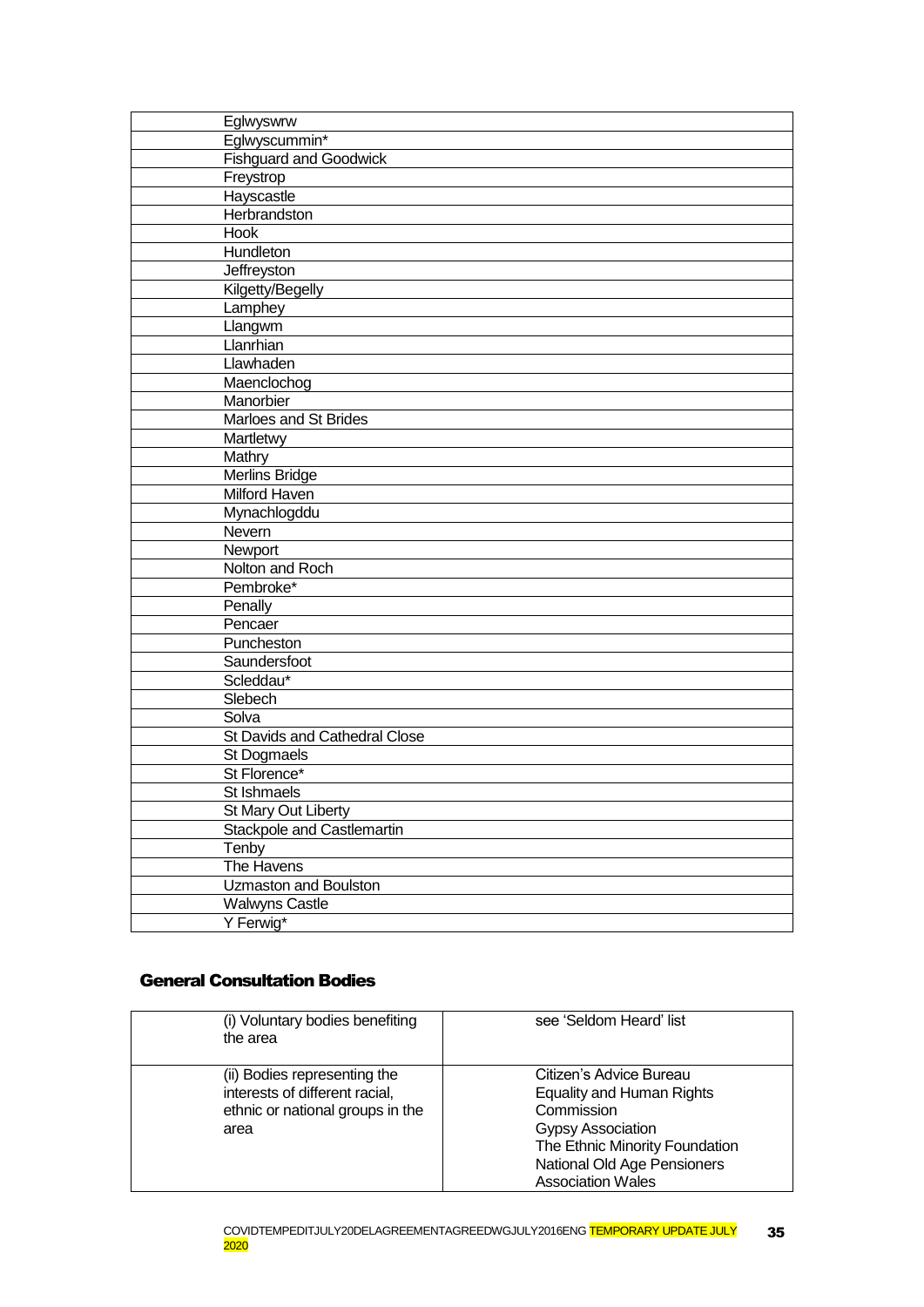| |
|---|
| Eglwyswrw |
| Eglwyscummin* |
| Fishguard and Goodwick |
| Freystrop |
| Hayscastle |
| Herbrandston |
| Hook |
| Hundleton |
| Jeffreyston |
| Kilgetty/Begelly |
| Lamphey |
| Llangwm |
| Llanrhian |
| Llawhaden |
| Maenclochog |
| Manorbier |
| Marloes and St Brides |
| Martletwy |
| Mathry |
| Merlins Bridge |
| Milford Haven |
| Mynachlogddu |
| Nevern |
| Newport |
| Nolton and Roch |
| Pembroke* |
| Penally |
| Pencaer |
| Puncheston |
| Saundersfoot |
| Scleddau* |
| Slebech |
| Solva |
| St Davids and Cathedral Close |
| St Dogmaels |
| St Florence* |
| St Ishmaels |
| St Mary Out Liberty |
| Stackpole and Castlemartin |
| Tenby |
| The Havens |
| Uzmaston and Boulston |
| Walwyns Castle |
| Y Ferwig* |

## General Consultation Bodies

| | |
|---|---|
| (i) Voluntary bodies benefiting the area | see 'Seldom Heard' list |
| (ii) Bodies representing the interests of different racial, ethnic or national groups in the area | Citizen's Advice Bureau<br>Equality and Human Rights Commission<br>Gypsy Association<br>The Ethnic Minority Foundation<br>National Old Age Pensioners Association Wales |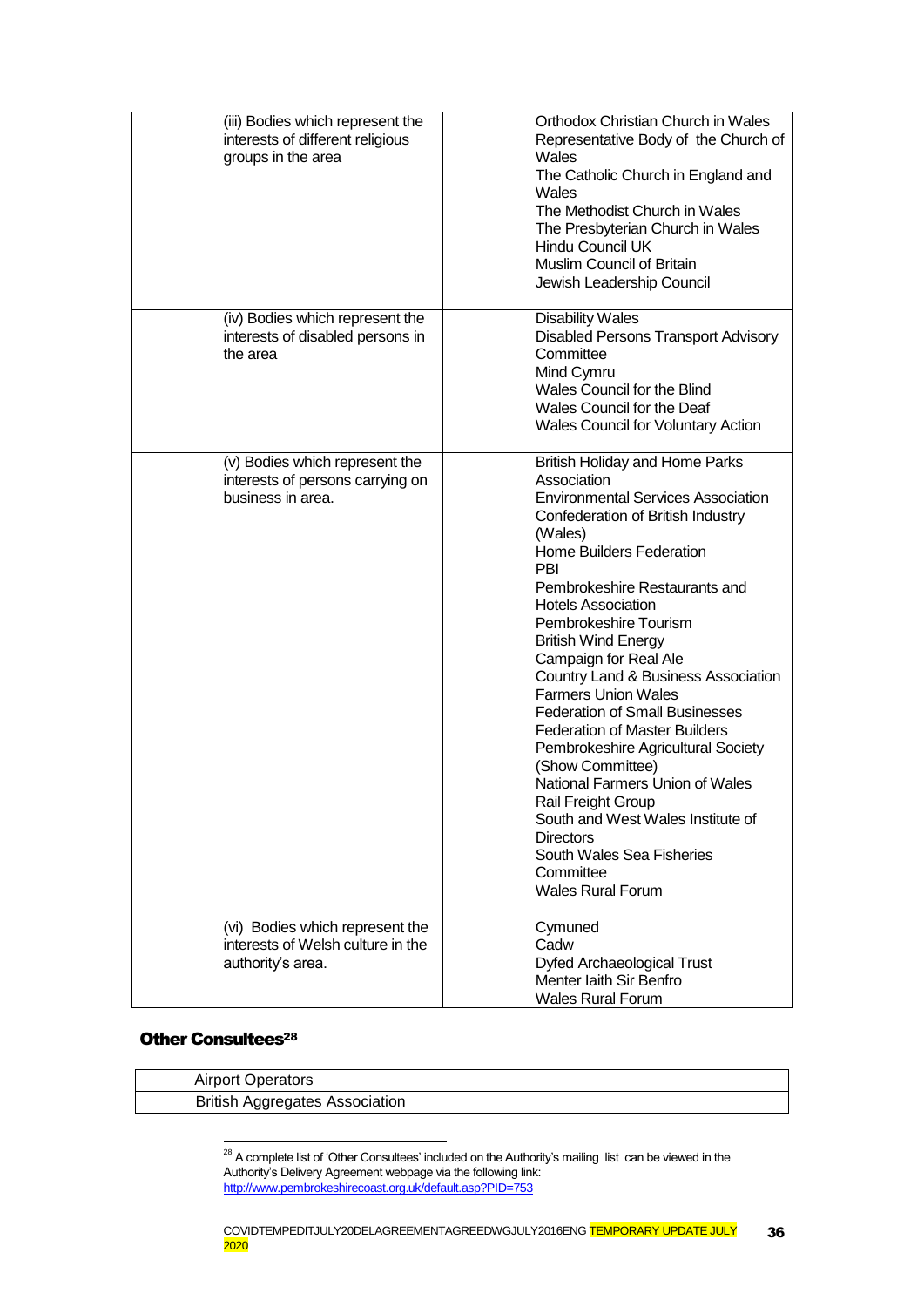| | |
|---|---|
| (iii) Bodies which represent the interests of different religious groups in the area | Orthodox Christian Church in Wales<br>Representative Body of the Church of Wales<br>The Catholic Church in England and Wales<br>The Methodist Church in Wales<br>The Presbyterian Church in Wales<br>Hindu Council UK<br>Muslim Council of Britain<br>Jewish Leadership Council |
| (iv) Bodies which represent the interests of disabled persons in the area | Disability Wales<br>Disabled Persons Transport Advisory Committee<br>Mind Cymru<br>Wales Council for the Blind<br>Wales Council for the Deaf<br>Wales Council for Voluntary Action |
| (v) Bodies which represent the interests of persons carrying on business in area. | British Holiday and Home Parks Association<br>Environmental Services Association<br>Confederation of British Industry (Wales)<br>Home Builders Federation<br>PBI<br>Pembrokeshire Restaurants and Hotels Association<br>Pembrokeshire Tourism<br>British Wind Energy<br>Campaign for Real Ale<br>Country Land & Business Association<br>Farmers Union Wales<br>Federation of Small Businesses<br>Federation of Master Builders<br>Pembrokeshire Agricultural Society (Show Committee)<br>National Farmers Union of Wales<br>Rail Freight Group<br>South and West Wales Institute of Directors<br>South Wales Sea Fisheries Committee<br>Wales Rural Forum |
| (vi) Bodies which represent the interests of Welsh culture in the authority's area. | Cymuned<br>Cadw<br>Dyfed Archaeological Trust<br>Menter Iaith Sir Benfro<br>Wales Rural Forum |

### Other Consultees[28]

| |
|---|
| Airport Operators |
| British Aggregates Association |

[28] A complete list of 'Other Consultees' included on the Authority's mailing list can be viewed in the Authority's Delivery Agreement webpage via the following link: http://www.pembrokeshirecoast.org.uk/default.asp?PID=753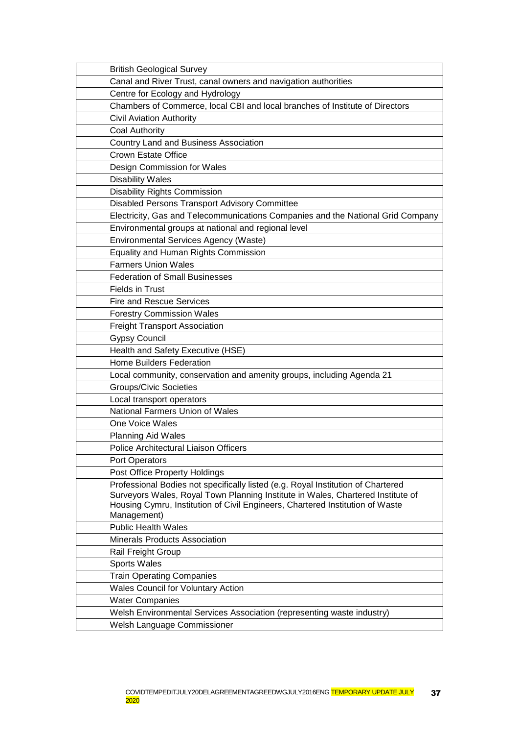| | |
|---|---|
| | British Geological Survey |
| | Canal and River Trust, canal owners and navigation authorities |
| | Centre for Ecology and Hydrology |
| | Chambers of Commerce, local CBI and local branches of Institute of Directors |
| | Civil Aviation Authority |
| | Coal Authority |
| | Country Land and Business Association |
| | Crown Estate Office |
| | Design Commission for Wales |
| | Disability Wales |
| | Disability Rights Commission |
| | Disabled Persons Transport Advisory Committee |
| | Electricity, Gas and Telecommunications Companies and the National Grid Company |
| | Environmental groups at national and regional level |
| | Environmental Services Agency (Waste) |
| | Equality and Human Rights Commission |
| | Farmers Union Wales |
| | Federation of Small Businesses |
| | Fields in Trust |
| | Fire and Rescue Services |
| | Forestry Commission Wales |
| | Freight Transport Association |
| | Gypsy Council |
| | Health and Safety Executive (HSE) |
| | Home Builders Federation |
| | Local community, conservation and amenity groups, including Agenda 21 |
| | Groups/Civic Societies |
| | Local transport operators |
| | National Farmers Union of Wales |
| | One Voice Wales |
| | Planning Aid Wales |
| | Police Architectural Liaison Officers |
| | Port Operators |
| | Post Office Property Holdings |
| | Professional Bodies not specifically listed (e.g. Royal Institution of Chartered Surveyors Wales, Royal Town Planning Institute in Wales, Chartered Institute of Housing Cymru, Institution of Civil Engineers, Chartered Institution of Waste Management) |
| | Public Health Wales |
| | Minerals Products Association |
| | Rail Freight Group |
| | Sports Wales |
| | Train Operating Companies |
| | Wales Council for Voluntary Action |
| | Water Companies |
| | Welsh Environmental Services Association (representing waste industry) |
| | Welsh Language Commissioner |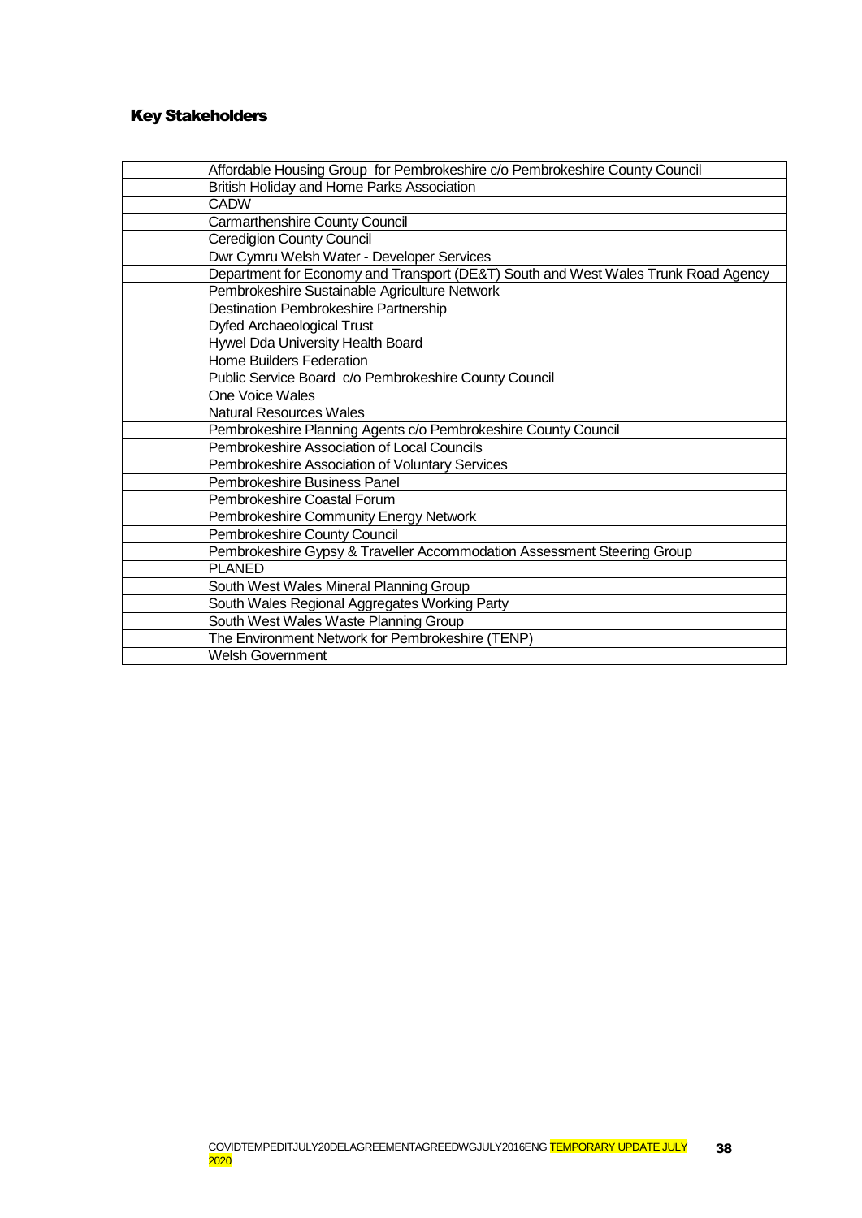## Key Stakeholders

| |
|---|
| Affordable Housing Group for Pembrokeshire c/o Pembrokeshire County Council |
| British Holiday and Home Parks Association |
| CADW |
| Carmarthenshire County Council |
| Ceredigion County Council |
| Dwr Cymru Welsh Water - Developer Services |
| Department for Economy and Transport (DE&T) South and West Wales Trunk Road Agency |
| Pembrokeshire Sustainable Agriculture Network |
| Destination Pembrokeshire Partnership |
| Dyfed Archaeological Trust |
| Hywel Dda University Health Board |
| Home Builders Federation |
| Public Service Board c/o Pembrokeshire County Council |
| One Voice Wales |
| Natural Resources Wales |
| Pembrokeshire Planning Agents c/o Pembrokeshire County Council |
| Pembrokeshire Association of Local Councils |
| Pembrokeshire Association of Voluntary Services |
| Pembrokeshire Business Panel |
| Pembrokeshire Coastal Forum |
| Pembrokeshire Community Energy Network |
| Pembrokeshire County Council |
| Pembrokeshire Gypsy & Traveller Accommodation Assessment Steering Group |
| PLANED |
| South West Wales Mineral Planning Group |
| South Wales Regional Aggregates Working Party |
| South West Wales Waste Planning Group |
| The Environment Network for Pembrokeshire (TENP) |
| Welsh Government |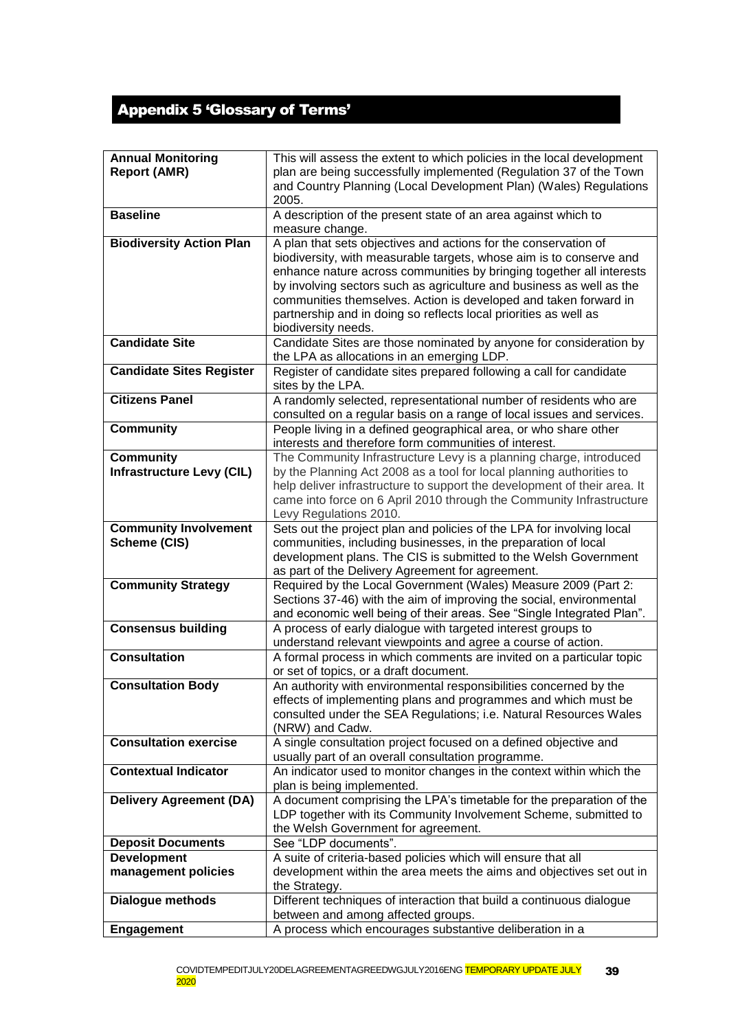## Appendix 5 'Glossary of Terms'

| | |
|---|---|
| **Annual Monitoring Report (AMR)** | This will assess the extent to which policies in the local development plan are being successfully implemented (Regulation 37 of the Town and Country Planning (Local Development Plan) (Wales) Regulations 2005. |
| **Baseline** | A description of the present state of an area against which to measure change. |
| **Biodiversity Action Plan** | A plan that sets objectives and actions for the conservation of biodiversity, with measurable targets, whose aim is to conserve and enhance nature across communities by bringing together all interests by involving sectors such as agriculture and business as well as the communities themselves. Action is developed and taken forward in partnership and in doing so reflects local priorities as well as biodiversity needs. |
| **Candidate Site** | Candidate Sites are those nominated by anyone for consideration by the LPA as allocations in an emerging LDP. |
| **Candidate Sites Register** | Register of candidate sites prepared following a call for candidate sites by the LPA. |
| **Citizens Panel** | A randomly selected, representational number of residents who are consulted on a regular basis on a range of local issues and services. |
| **Community** | People living in a defined geographical area, or who share other interests and therefore form communities of interest. |
| **Community Infrastructure Levy (CIL)** | The Community Infrastructure Levy is a planning charge, introduced by the Planning Act 2008 as a tool for local planning authorities to help deliver infrastructure to support the development of their area. It came into force on 6 April 2010 through the Community Infrastructure Levy Regulations 2010. |
| **Community Involvement Scheme (CIS)** | Sets out the project plan and policies of the LPA for involving local communities, including businesses, in the preparation of local development plans. The CIS is submitted to the Welsh Government as part of the Delivery Agreement for agreement. |
| **Community Strategy** | Required by the Local Government (Wales) Measure 2009 (Part 2: Sections 37-46) with the aim of improving the social, environmental and economic well being of their areas. See "Single Integrated Plan". |
| **Consensus building** | A process of early dialogue with targeted interest groups to understand relevant viewpoints and agree a course of action. |
| **Consultation** | A formal process in which comments are invited on a particular topic or set of topics, or a draft document. |
| **Consultation Body** | An authority with environmental responsibilities concerned by the effects of implementing plans and programmes and which must be consulted under the SEA Regulations; i.e. Natural Resources Wales (NRW) and Cadw. |
| **Consultation exercise** | A single consultation project focused on a defined objective and usually part of an overall consultation programme. |
| **Contextual Indicator** | An indicator used to monitor changes in the context within which the plan is being implemented. |
| **Delivery Agreement (DA)** | A document comprising the LPA's timetable for the preparation of the LDP together with its Community Involvement Scheme, submitted to the Welsh Government for agreement. |
| **Deposit Documents** | See "LDP documents". |
| **Development management policies** | A suite of criteria-based policies which will ensure that all development within the area meets the aims and objectives set out in the Strategy. |
| **Dialogue methods** | Different techniques of interaction that build a continuous dialogue between and among affected groups. |
| **Engagement** | A process which encourages substantive deliberation in a |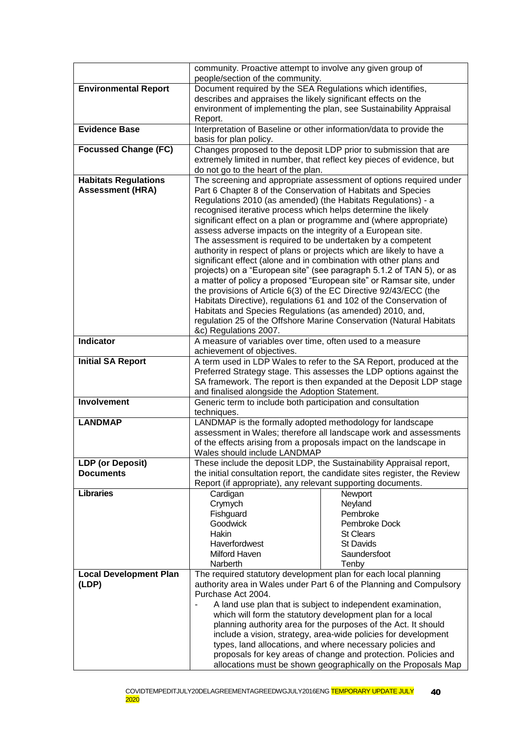| | |
|---|---|
| | community. Proactive attempt to involve any given group of people/section of the community. |
| **Environmental Report** | Document required by the SEA Regulations which identifies, describes and appraises the likely significant effects on the environment of implementing the plan, see Sustainability Appraisal Report. |
| **Evidence Base** | Interpretation of Baseline or other information/data to provide the basis for plan policy. |
| **Focussed Change (FC)** | Changes proposed to the deposit LDP prior to submission that are extremely limited in number, that reflect key pieces of evidence, but do not go to the heart of the plan. |
| **Habitats Regulations Assessment (HRA)** | The screening and appropriate assessment of options required under Part 6 Chapter 8 of the Conservation of Habitats and Species Regulations 2010 (as amended) (the Habitats Regulations) - a recognised iterative process which helps determine the likely significant effect on a plan or programme and (where appropriate) assess adverse impacts on the integrity of a European site. The assessment is required to be undertaken by a competent authority in respect of plans or projects which are likely to have a significant effect (alone and in combination with other plans and projects) on a "European site" (see paragraph 5.1.2 of TAN 5), or as a matter of policy a proposed "European site" or Ramsar site, under the provisions of Article 6(3) of the EC Directive 92/43/ECC (the Habitats Directive), regulations 61 and 102 of the Conservation of Habitats and Species Regulations (as amended) 2010, and, regulation 25 of the Offshore Marine Conservation (Natural Habitats &c) Regulations 2007. |
| **Indicator** | A measure of variables over time, often used to a measure achievement of objectives. |
| **Initial SA Report** | A term used in LDP Wales to refer to the SA Report, produced at the Preferred Strategy stage. This assesses the LDP options against the SA framework. The report is then expanded at the Deposit LDP stage and finalised alongside the Adoption Statement. |
| **Involvement** | Generic term to include both participation and consultation techniques. |
| **LANDMAP** | LANDMAP is the formally adopted methodology for landscape assessment in Wales; therefore all landscape work and assessments of the effects arising from a proposals impact on the landscape in Wales should include LANDMAP |
| **LDP (or Deposit) Documents** | These include the deposit LDP, the Sustainability Appraisal report, the initial consultation report, the candidate sites register, the Review Report (if appropriate), any relevant supporting documents. |
| **Libraries** | Cardigan, Crymych, Fishguard, Goodwick, Hakin, Haverfordwest, Milford Haven, Narberth, Newport, Neyland, Pembroke, Pembroke Dock, St Clears, St Davids, Saundersfoot, Tenby |
| **Local Development Plan (LDP)** | The required statutory development plan for each local planning authority area in Wales under Part 6 of the Planning and Compulsory Purchase Act 2004.<br>- A land use plan that is subject to independent examination, which will form the statutory development plan for a local planning authority area for the purposes of the Act. It should include a vision, strategy, area-wide policies for development types, land allocations, and where necessary policies and proposals for key areas of change and protection. Policies and allocations must be shown geographically on the Proposals Map |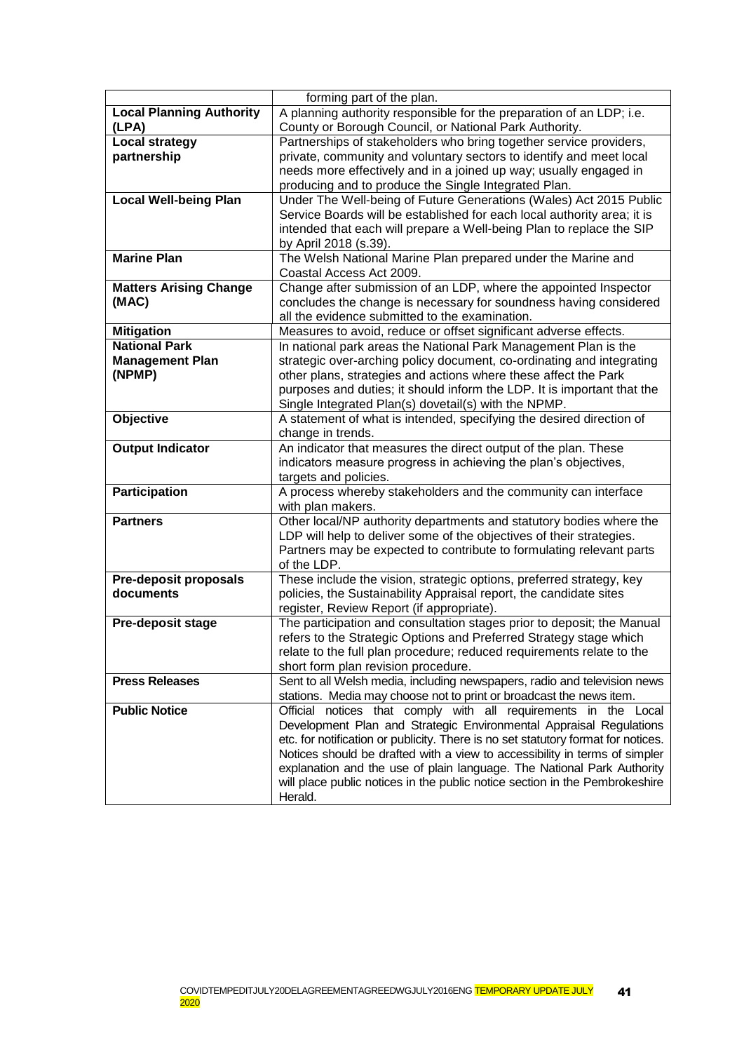|  |  |
|---|---|
|  | forming part of the plan. |
| **Local Planning Authority (LPA)** | A planning authority responsible for the preparation of an LDP; i.e. County or Borough Council, or National Park Authority. |
| **Local strategy partnership** | Partnerships of stakeholders who bring together service providers, private, community and voluntary sectors to identify and meet local needs more effectively and in a joined up way; usually engaged in producing and to produce the Single Integrated Plan. |
| **Local Well-being Plan** | Under The Well-being of Future Generations (Wales) Act 2015 Public Service Boards will be established for each local authority area; it is intended that each will prepare a Well-being Plan to replace the SIP by April 2018 (s.39). |
| **Marine Plan** | The Welsh National Marine Plan prepared under the Marine and Coastal Access Act 2009. |
| **Matters Arising Change (MAC)** | Change after submission of an LDP, where the appointed Inspector concludes the change is necessary for soundness having considered all the evidence submitted to the examination. |
| **Mitigation** | Measures to avoid, reduce or offset significant adverse effects. |
| **National Park Management Plan (NPMP)** | In national park areas the National Park Management Plan is the strategic over-arching policy document, co-ordinating and integrating other plans, strategies and actions where these affect the Park purposes and duties; it should inform the LDP. It is important that the Single Integrated Plan(s) dovetail(s) with the NPMP. |
| **Objective** | A statement of what is intended, specifying the desired direction of change in trends. |
| **Output Indicator** | An indicator that measures the direct output of the plan. These indicators measure progress in achieving the plan's objectives, targets and policies. |
| **Participation** | A process whereby stakeholders and the community can interface with plan makers. |
| **Partners** | Other local/NP authority departments and statutory bodies where the LDP will help to deliver some of the objectives of their strategies. Partners may be expected to contribute to formulating relevant parts of the LDP. |
| **Pre-deposit proposals documents** | These include the vision, strategic options, preferred strategy, key policies, the Sustainability Appraisal report, the candidate sites register, Review Report (if appropriate). |
| **Pre-deposit stage** | The participation and consultation stages prior to deposit; the Manual refers to the Strategic Options and Preferred Strategy stage which relate to the full plan procedure; reduced requirements relate to the short form plan revision procedure. |
| **Press Releases** | Sent to all Welsh media, including newspapers, radio and television news stations. Media may choose not to print or broadcast the news item. |
| **Public Notice** | Official notices that comply with all requirements in the Local Development Plan and Strategic Environmental Appraisal Regulations etc. for notification or publicity. There is no set statutory format for notices. Notices should be drafted with a view to accessibility in terms of simpler explanation and the use of plain language. The National Park Authority will place public notices in the public notice section in the Pembrokeshire Herald. |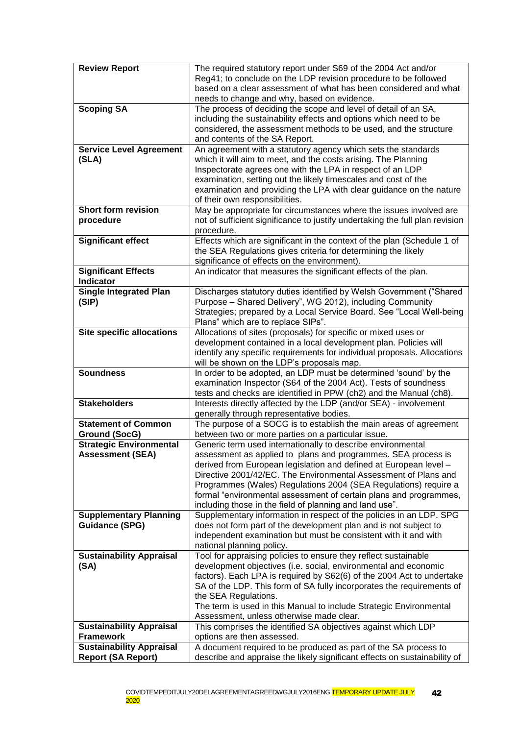| | |
|---|---|
| **Review Report** | The required statutory report under S69 of the 2004 Act and/or Reg41; to conclude on the LDP revision procedure to be followed based on a clear assessment of what has been considered and what needs to change and why, based on evidence. |
| **Scoping SA** | The process of deciding the scope and level of detail of an SA, including the sustainability effects and options which need to be considered, the assessment methods to be used, and the structure and contents of the SA Report. |
| **Service Level Agreement (SLA)** | An agreement with a statutory agency which sets the standards which it will aim to meet, and the costs arising. The Planning Inspectorate agrees one with the LPA in respect of an LDP examination, setting out the likely timescales and cost of the examination and providing the LPA with clear guidance on the nature of their own responsibilities. |
| **Short form revision procedure** | May be appropriate for circumstances where the issues involved are not of sufficient significance to justify undertaking the full plan revision procedure. |
| **Significant effect** | Effects which are significant in the context of the plan (Schedule 1 of the SEA Regulations gives criteria for determining the likely significance of effects on the environment). |
| **Significant Effects Indicator** | An indicator that measures the significant effects of the plan. |
| **Single Integrated Plan (SIP)** | Discharges statutory duties identified by Welsh Government ("Shared Purpose – Shared Delivery", WG 2012), including Community Strategies; prepared by a Local Service Board. See "Local Well-being Plans" which are to replace SIPs". |
| **Site specific allocations** | Allocations of sites (proposals) for specific or mixed uses or development contained in a local development plan. Policies will identify any specific requirements for individual proposals. Allocations will be shown on the LDP's proposals map. |
| **Soundness** | In order to be adopted, an LDP must be determined 'sound' by the examination Inspector (S64 of the 2004 Act). Tests of soundness tests and checks are identified in PPW (ch2) and the Manual (ch8). |
| **Stakeholders** | Interests directly affected by the LDP (and/or SEA) - involvement generally through representative bodies. |
| **Statement of Common Ground (SocG)** | The purpose of a SOCG is to establish the main areas of agreement between two or more parties on a particular issue. |
| **Strategic Environmental Assessment (SEA)** | Generic term used internationally to describe environmental assessment as applied to plans and programmes. SEA process is derived from European legislation and defined at European level – Directive 2001/42/EC. The Environmental Assessment of Plans and Programmes (Wales) Regulations 2004 (SEA Regulations) require a formal "environmental assessment of certain plans and programmes, including those in the field of planning and land use". |
| **Supplementary Planning Guidance (SPG)** | Supplementary information in respect of the policies in an LDP. SPG does not form part of the development plan and is not subject to independent examination but must be consistent with it and with national planning policy. |
| **Sustainability Appraisal (SA)** | Tool for appraising policies to ensure they reflect sustainable development objectives (i.e. social, environmental and economic factors). Each LPA is required by S62(6) of the 2004 Act to undertake SA of the LDP. This form of SA fully incorporates the requirements of the SEA Regulations.<br>The term is used in this Manual to include Strategic Environmental Assessment, unless otherwise made clear. |
| **Sustainability Appraisal Framework** | This comprises the identified SA objectives against which LDP options are then assessed. |
| **Sustainability Appraisal Report (SA Report)** | A document required to be produced as part of the SA process to describe and appraise the likely significant effects on sustainability of |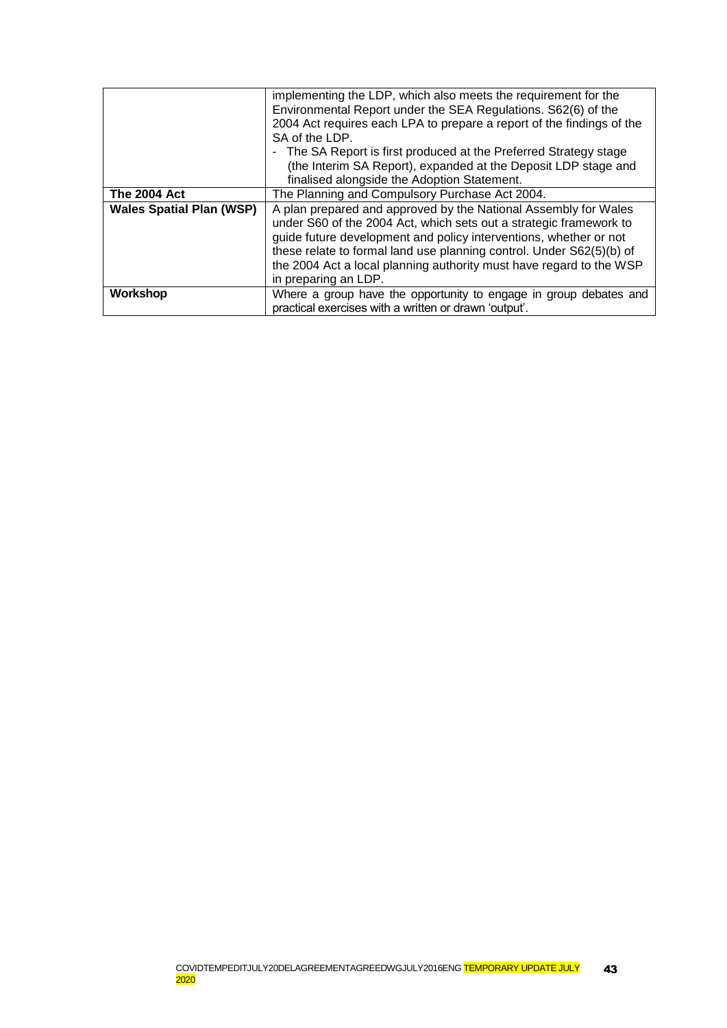| | |
|---|---|
| | implementing the LDP, which also meets the requirement for the Environmental Report under the SEA Regulations. S62(6) of the 2004 Act requires each LPA to prepare a report of the findings of the SA of the LDP.<br>- The SA Report is first produced at the Preferred Strategy stage (the Interim SA Report), expanded at the Deposit LDP stage and finalised alongside the Adoption Statement. |
| **The 2004 Act** | The Planning and Compulsory Purchase Act 2004. |
| **Wales Spatial Plan (WSP)** | A plan prepared and approved by the National Assembly for Wales under S60 of the 2004 Act, which sets out a strategic framework to guide future development and policy interventions, whether or not these relate to formal land use planning control. Under S62(5)(b) of the 2004 Act a local planning authority must have regard to the WSP in preparing an LDP. |
| **Workshop** | Where a group have the opportunity to engage in group debates and practical exercises with a written or drawn 'output'. |